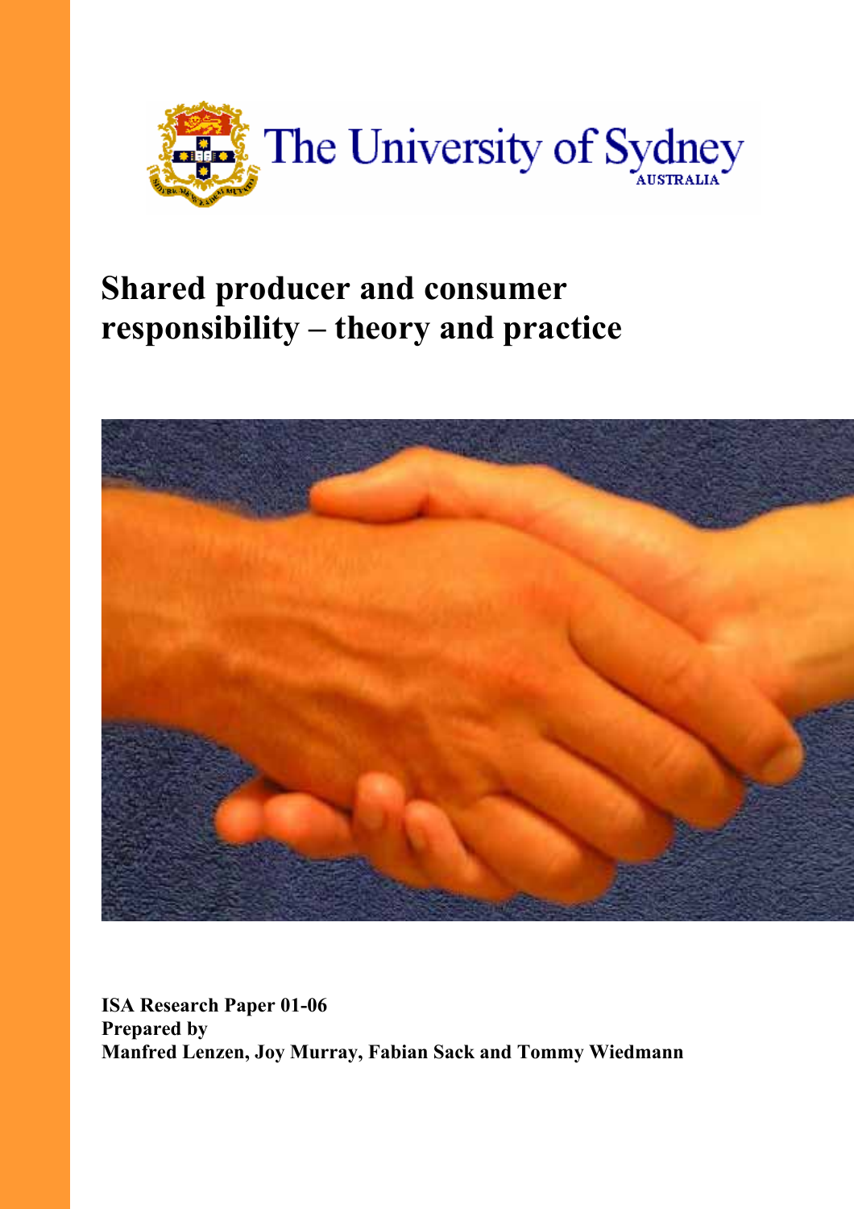The University of Sydney

AUSTRALIA

# Shared producer and consumer responsibility – theory and practice

**ISA Research Paper 01-06**
**Prepared by**
**Manfred Lenzen, Joy Murray, Fabian Sack and Tommy Wiedmann**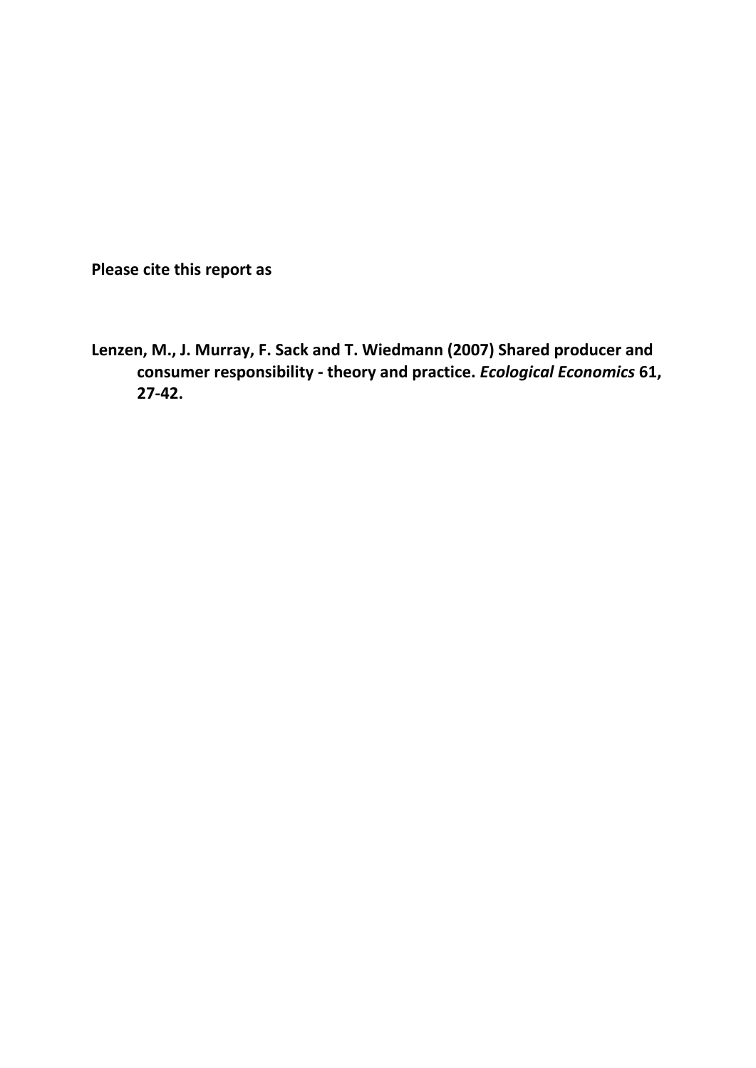**Please cite this report as**

**Lenzen, M., J. Murray, F. Sack and T. Wiedmann (2007) Shared producer and consumer responsibility - theory and practice. *Ecological Economics* 61, 27-42.**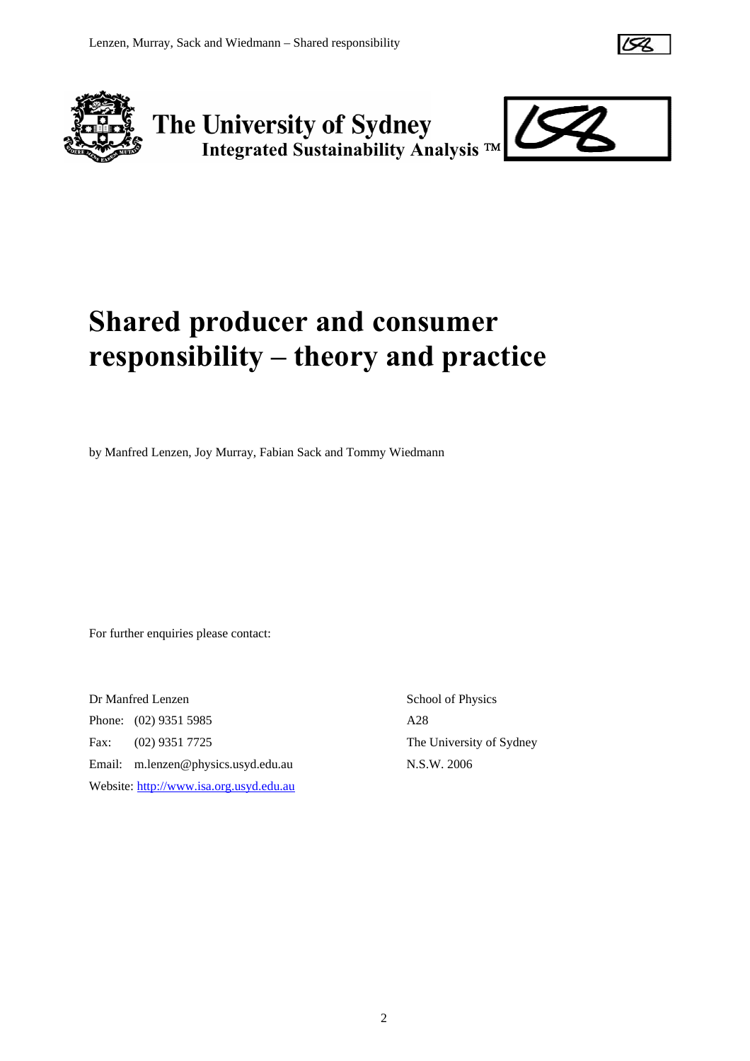The University of Sydney
Integrated Sustainability Analysis ™

# Shared producer and consumer responsibility – theory and practice

by Manfred Lenzen, Joy Murray, Fabian Sack and Tommy Wiedmann

For further enquiries please contact:

Dr Manfred Lenzen
Phone: (02) 9351 5985
Fax: (02) 9351 7725
Email: m.lenzen@physics.usyd.edu.au
Website: http://www.isa.org.usyd.edu.au

School of Physics
A28
The University of Sydney
N.S.W. 2006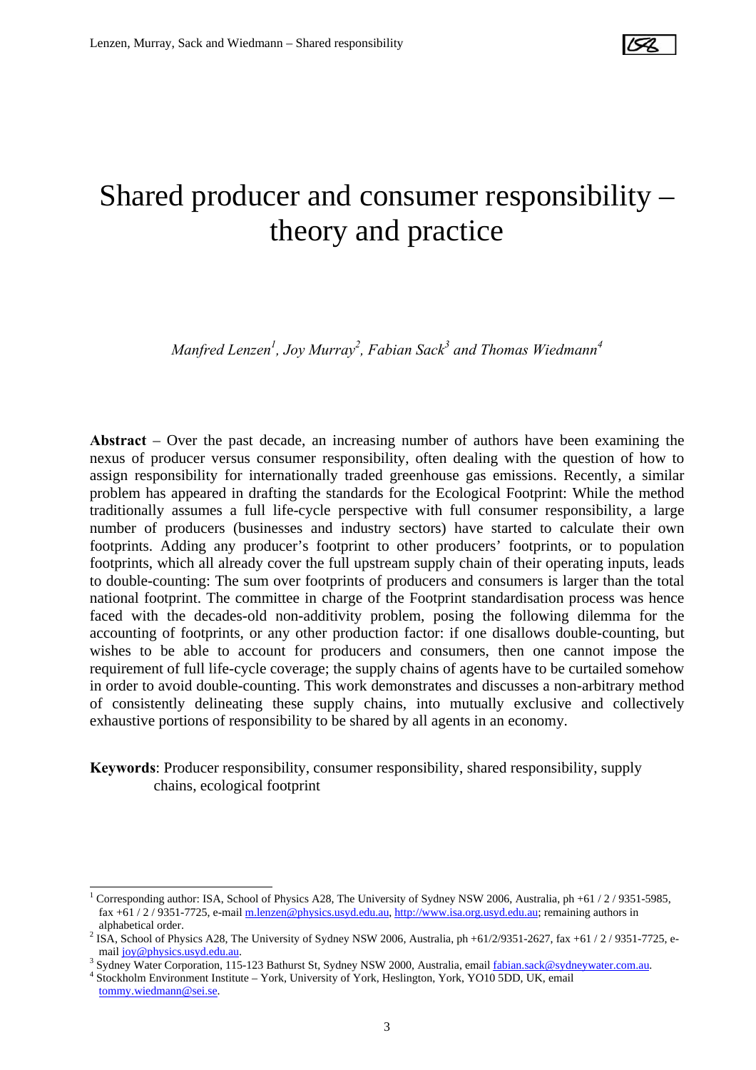# Shared producer and consumer responsibility – theory and practice

*Manfred Lenzen[1], Joy Murray[2], Fabian Sack[3] and Thomas Wiedmann[4]*

**Abstract** – Over the past decade, an increasing number of authors have been examining the nexus of producer versus consumer responsibility, often dealing with the question of how to assign responsibility for internationally traded greenhouse gas emissions. Recently, a similar problem has appeared in drafting the standards for the Ecological Footprint: While the method traditionally assumes a full life-cycle perspective with full consumer responsibility, a large number of producers (businesses and industry sectors) have started to calculate their own footprints. Adding any producer's footprint to other producers' footprints, or to population footprints, which all already cover the full upstream supply chain of their operating inputs, leads to double-counting: The sum over footprints of producers and consumers is larger than the total national footprint. The committee in charge of the Footprint standardisation process was hence faced with the decades-old non-additivity problem, posing the following dilemma for the accounting of footprints, or any other production factor: if one disallows double-counting, but wishes to be able to account for producers and consumers, then one cannot impose the requirement of full life-cycle coverage; the supply chains of agents have to be curtailed somehow in order to avoid double-counting. This work demonstrates and discusses a non-arbitrary method of consistently delineating these supply chains, into mutually exclusive and collectively exhaustive portions of responsibility to be shared by all agents in an economy.

**Keywords**: Producer responsibility, consumer responsibility, shared responsibility, supply chains, ecological footprint

---

[1] Corresponding author: ISA, School of Physics A28, The University of Sydney NSW 2006, Australia, ph +61 / 2 / 9351-5985, fax +61 / 2 / 9351-7725, e-mail m.lenzen@physics.usyd.edu.au, http://www.isa.org.usyd.edu.au; remaining authors in alphabetical order.

[2] ISA, School of Physics A28, The University of Sydney NSW 2006, Australia, ph +61/2/9351-2627, fax +61 / 2 / 9351-7725, e-mail joy@physics.usyd.edu.au.

[3] Sydney Water Corporation, 115-123 Bathurst St, Sydney NSW 2000, Australia, email fabian.sack@sydneywater.com.au.

[4] Stockholm Environment Institute – York, University of York, Heslington, York, YO10 5DD, UK, email tommy.wiedmann@sei.se.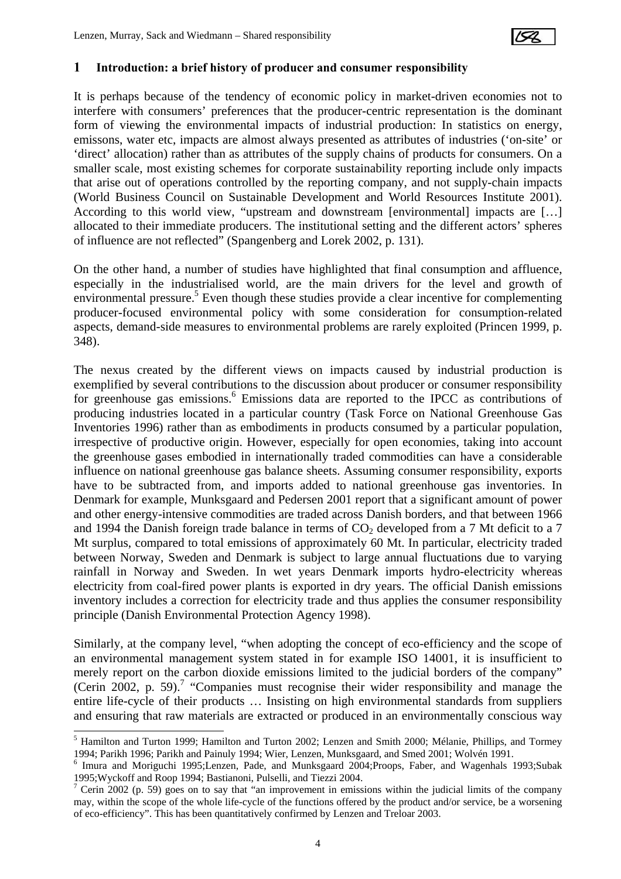# 1 Introduction: a brief history of producer and consumer responsibility

It is perhaps because of the tendency of economic policy in market-driven economies not to interfere with consumers' preferences that the producer-centric representation is the dominant form of viewing the environmental impacts of industrial production: In statistics on energy, emissons, water etc, impacts are almost always presented as attributes of industries ('on-site' or 'direct' allocation) rather than as attributes of the supply chains of products for consumers. On a smaller scale, most existing schemes for corporate sustainability reporting include only impacts that arise out of operations controlled by the reporting company, and not supply-chain impacts (World Business Council on Sustainable Development and World Resources Institute 2001). According to this world view, "upstream and downstream [environmental] impacts are […] allocated to their immediate producers. The institutional setting and the different actors' spheres of influence are not reflected" (Spangenberg and Lorek 2002, p. 131).

On the other hand, a number of studies have highlighted that final consumption and affluence, especially in the industrialised world, are the main drivers for the level and growth of environmental pressure.[5] Even though these studies provide a clear incentive for complementing producer-focused environmental policy with some consideration for consumption-related aspects, demand-side measures to environmental problems are rarely exploited (Princen 1999, p. 348).

The nexus created by the different views on impacts caused by industrial production is exemplified by several contributions to the discussion about producer or consumer responsibility for greenhouse gas emissions.[6] Emissions data are reported to the IPCC as contributions of producing industries located in a particular country (Task Force on National Greenhouse Gas Inventories 1996) rather than as embodiments in products consumed by a particular population, irrespective of productive origin. However, especially for open economies, taking into account the greenhouse gases embodied in internationally traded commodities can have a considerable influence on national greenhouse gas balance sheets. Assuming consumer responsibility, exports have to be subtracted from, and imports added to national greenhouse gas inventories. In Denmark for example, Munksgaard and Pedersen 2001 report that a significant amount of power and other energy-intensive commodities are traded across Danish borders, and that between 1966 and 1994 the Danish foreign trade balance in terms of $CO_2$ developed from a 7 Mt deficit to a 7 Mt surplus, compared to total emissions of approximately 60 Mt. In particular, electricity traded between Norway, Sweden and Denmark is subject to large annual fluctuations due to varying rainfall in Norway and Sweden. In wet years Denmark imports hydro-electricity whereas electricity from coal-fired power plants is exported in dry years. The official Danish emissions inventory includes a correction for electricity trade and thus applies the consumer responsibility principle (Danish Environmental Protection Agency 1998).

Similarly, at the company level, "when adopting the concept of eco-efficiency and the scope of an environmental management system stated in for example ISO 14001, it is insufficient to merely report on the carbon dioxide emissions limited to the judicial borders of the company" (Cerin 2002, p. 59).[7] "Companies must recognise their wider responsibility and manage the entire life-cycle of their products … Insisting on high environmental standards from suppliers and ensuring that raw materials are extracted or produced in an environmentally conscious way

---

[5] Hamilton and Turton 1999; Hamilton and Turton 2002; Lenzen and Smith 2000; Mélanie, Phillips, and Tormey 1994; Parikh 1996; Parikh and Painuly 1994; Wier, Lenzen, Munksgaard, and Smed 2001; Wolvén 1991.

[6] Imura and Moriguchi 1995;Lenzen, Pade, and Munksgaard 2004;Proops, Faber, and Wagenhals 1993;Subak 1995;Wyckoff and Roop 1994; Bastianoni, Pulselli, and Tiezzi 2004.

[7] Cerin 2002 (p. 59) goes on to say that "an improvement in emissions within the judicial limits of the company may, within the scope of the whole life-cycle of the functions offered by the product and/or service, be a worsening of eco-efficiency". This has been quantitatively confirmed by Lenzen and Treloar 2003.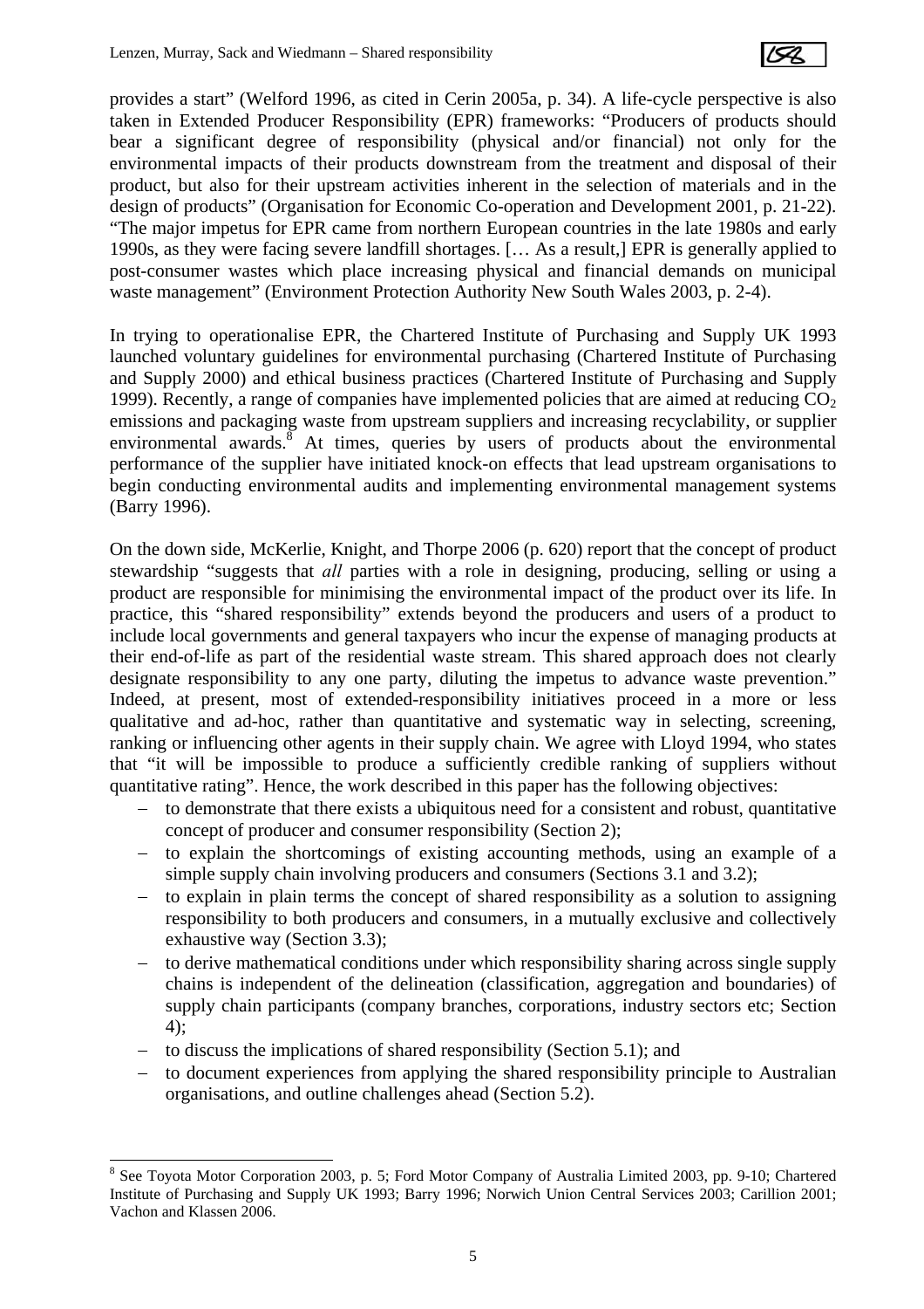provides a start" (Welford 1996, as cited in Cerin 2005a, p. 34). A life-cycle perspective is also taken in Extended Producer Responsibility (EPR) frameworks: "Producers of products should bear a significant degree of responsibility (physical and/or financial) not only for the environmental impacts of their products downstream from the treatment and disposal of their product, but also for their upstream activities inherent in the selection of materials and in the design of products" (Organisation for Economic Co-operation and Development 2001, p. 21-22). "The major impetus for EPR came from northern European countries in the late 1980s and early 1990s, as they were facing severe landfill shortages. [… As a result,] EPR is generally applied to post-consumer wastes which place increasing physical and financial demands on municipal waste management" (Environment Protection Authority New South Wales 2003, p. 2-4).

In trying to operationalise EPR, the Chartered Institute of Purchasing and Supply UK 1993 launched voluntary guidelines for environmental purchasing (Chartered Institute of Purchasing and Supply 2000) and ethical business practices (Chartered Institute of Purchasing and Supply 1999). Recently, a range of companies have implemented policies that are aimed at reducing $CO_2$ emissions and packaging waste from upstream suppliers and increasing recyclability, or supplier environmental awards.[8] At times, queries by users of products about the environmental performance of the supplier have initiated knock-on effects that lead upstream organisations to begin conducting environmental audits and implementing environmental management systems (Barry 1996).

On the down side, McKerlie, Knight, and Thorpe 2006 (p. 620) report that the concept of product stewardship "suggests that *all* parties with a role in designing, producing, selling or using a product are responsible for minimising the environmental impact of the product over its life. In practice, this "shared responsibility" extends beyond the producers and users of a product to include local governments and general taxpayers who incur the expense of managing products at their end-of-life as part of the residential waste stream. This shared approach does not clearly designate responsibility to any one party, diluting the impetus to advance waste prevention." Indeed, at present, most of extended-responsibility initiatives proceed in a more or less qualitative and ad-hoc, rather than quantitative and systematic way in selecting, screening, ranking or influencing other agents in their supply chain. We agree with Lloyd 1994, who states that "it will be impossible to produce a sufficiently credible ranking of suppliers without quantitative rating". Hence, the work described in this paper has the following objectives:

- to demonstrate that there exists a ubiquitous need for a consistent and robust, quantitative concept of producer and consumer responsibility (Section 2);
- to explain the shortcomings of existing accounting methods, using an example of a simple supply chain involving producers and consumers (Sections 3.1 and 3.2);
- to explain in plain terms the concept of shared responsibility as a solution to assigning responsibility to both producers and consumers, in a mutually exclusive and collectively exhaustive way (Section 3.3);
- to derive mathematical conditions under which responsibility sharing across single supply chains is independent of the delineation (classification, aggregation and boundaries) of supply chain participants (company branches, corporations, industry sectors etc; Section 4);
- to discuss the implications of shared responsibility (Section 5.1); and
- to document experiences from applying the shared responsibility principle to Australian organisations, and outline challenges ahead (Section 5.2).

[8] See Toyota Motor Corporation 2003, p. 5; Ford Motor Company of Australia Limited 2003, pp. 9-10; Chartered Institute of Purchasing and Supply UK 1993; Barry 1996; Norwich Union Central Services 2003; Carillion 2001; Vachon and Klassen 2006.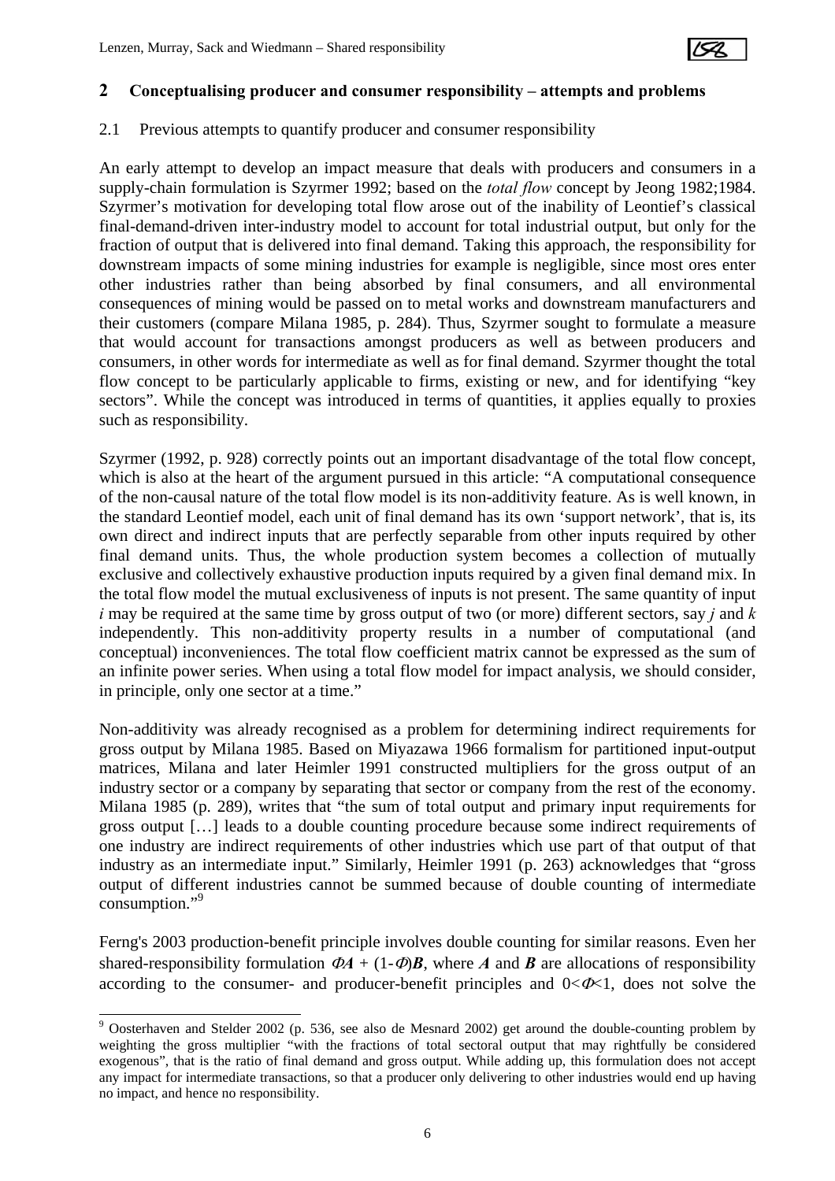## 2 Conceptualising producer and consumer responsibility – attempts and problems

### 2.1 Previous attempts to quantify producer and consumer responsibility

An early attempt to develop an impact measure that deals with producers and consumers in a supply-chain formulation is Szyrmer 1992; based on the *total flow* concept by Jeong 1982;1984. Szyrmer's motivation for developing total flow arose out of the inability of Leontief's classical final-demand-driven inter-industry model to account for total industrial output, but only for the fraction of output that is delivered into final demand. Taking this approach, the responsibility for downstream impacts of some mining industries for example is negligible, since most ores enter other industries rather than being absorbed by final consumers, and all environmental consequences of mining would be passed on to metal works and downstream manufacturers and their customers (compare Milana 1985, p. 284). Thus, Szyrmer sought to formulate a measure that would account for transactions amongst producers as well as between producers and consumers, in other words for intermediate as well as for final demand. Szyrmer thought the total flow concept to be particularly applicable to firms, existing or new, and for identifying "key sectors". While the concept was introduced in terms of quantities, it applies equally to proxies such as responsibility.

Szyrmer (1992, p. 928) correctly points out an important disadvantage of the total flow concept, which is also at the heart of the argument pursued in this article: "A computational consequence of the non-causal nature of the total flow model is its non-additivity feature. As is well known, in the standard Leontief model, each unit of final demand has its own 'support network', that is, its own direct and indirect inputs that are perfectly separable from other inputs required by other final demand units. Thus, the whole production system becomes a collection of mutually exclusive and collectively exhaustive production inputs required by a given final demand mix. In the total flow model the mutual exclusiveness of inputs is not present. The same quantity of input $i$ may be required at the same time by gross output of two (or more) different sectors, say $j$ and $k$ independently. This non-additivity property results in a number of computational (and conceptual) inconveniences. The total flow coefficient matrix cannot be expressed as the sum of an infinite power series. When using a total flow model for impact analysis, we should consider, in principle, only one sector at a time."

Non-additivity was already recognised as a problem for determining indirect requirements for gross output by Milana 1985. Based on Miyazawa 1966 formalism for partitioned input-output matrices, Milana and later Heimler 1991 constructed multipliers for the gross output of an industry sector or a company by separating that sector or company from the rest of the economy. Milana 1985 (p. 289), writes that "the sum of total output and primary input requirements for gross output […] leads to a double counting procedure because some indirect requirements of one industry are indirect requirements of other industries which use part of that output of that industry as an intermediate input." Similarly, Heimler 1991 (p. 263) acknowledges that "gross output of different industries cannot be summed because of double counting of intermediate consumption."[9]

Ferng's 2003 production-benefit principle involves double counting for similar reasons. Even her shared-responsibility formulation $\Phi\boldsymbol{A} + (1-\Phi)\boldsymbol{B}$, where $\boldsymbol{A}$ and $\boldsymbol{B}$ are allocations of responsibility according to the consumer- and producer-benefit principles and $0<\Phi<1$, does not solve the

[9] Oosterhaven and Stelder 2002 (p. 536, see also de Mesnard 2002) get around the double-counting problem by weighting the gross multiplier "with the fractions of total sectoral output that may rightfully be considered exogenous", that is the ratio of final demand and gross output. While adding up, this formulation does not accept any impact for intermediate transactions, so that a producer only delivering to other industries would end up having no impact, and hence no responsibility.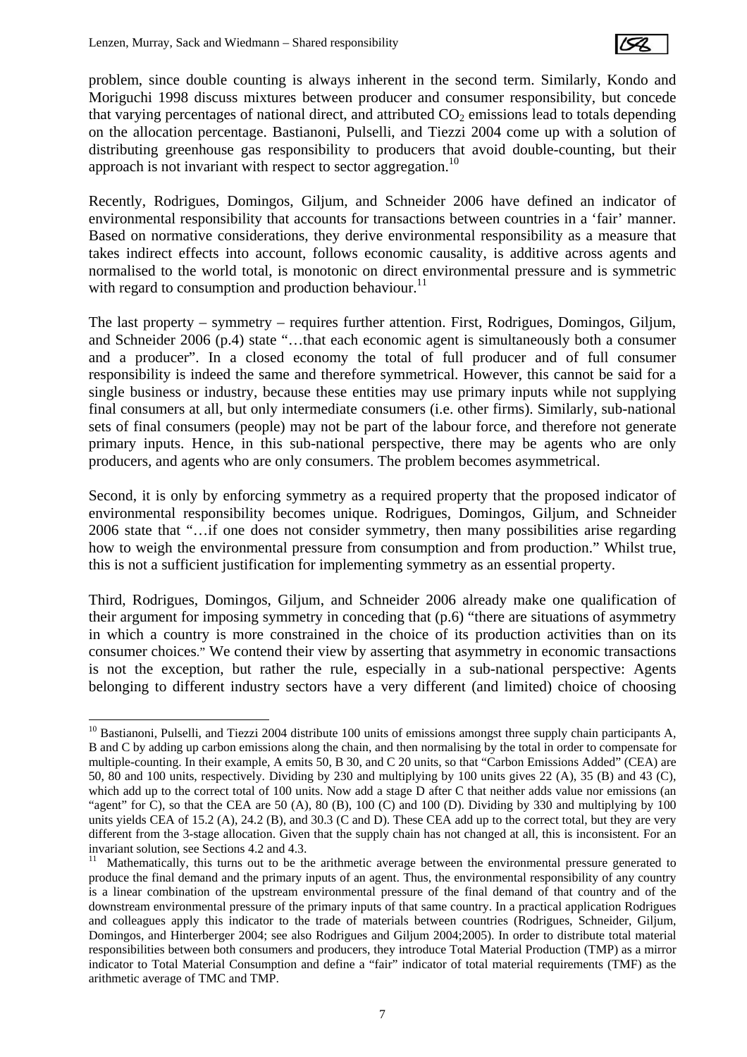problem, since double counting is always inherent in the second term. Similarly, Kondo and Moriguchi 1998 discuss mixtures between producer and consumer responsibility, but concede that varying percentages of national direct, and attributed $CO_2$ emissions lead to totals depending on the allocation percentage. Bastianoni, Pulselli, and Tiezzi 2004 come up with a solution of distributing greenhouse gas responsibility to producers that avoid double-counting, but their approach is not invariant with respect to sector aggregation.[10]

Recently, Rodrigues, Domingos, Giljum, and Schneider 2006 have defined an indicator of environmental responsibility that accounts for transactions between countries in a 'fair' manner. Based on normative considerations, they derive environmental responsibility as a measure that takes indirect effects into account, follows economic causality, is additive across agents and normalised to the world total, is monotonic on direct environmental pressure and is symmetric with regard to consumption and production behaviour.[11]

The last property – symmetry – requires further attention. First, Rodrigues, Domingos, Giljum, and Schneider 2006 (p.4) state "…that each economic agent is simultaneously both a consumer and a producer". In a closed economy the total of full producer and of full consumer responsibility is indeed the same and therefore symmetrical. However, this cannot be said for a single business or industry, because these entities may use primary inputs while not supplying final consumers at all, but only intermediate consumers (i.e. other firms). Similarly, sub-national sets of final consumers (people) may not be part of the labour force, and therefore not generate primary inputs. Hence, in this sub-national perspective, there may be agents who are only producers, and agents who are only consumers. The problem becomes asymmetrical.

Second, it is only by enforcing symmetry as a required property that the proposed indicator of environmental responsibility becomes unique. Rodrigues, Domingos, Giljum, and Schneider 2006 state that "…if one does not consider symmetry, then many possibilities arise regarding how to weigh the environmental pressure from consumption and from production." Whilst true, this is not a sufficient justification for implementing symmetry as an essential property.

Third, Rodrigues, Domingos, Giljum, and Schneider 2006 already make one qualification of their argument for imposing symmetry in conceding that (p.6) "there are situations of asymmetry in which a country is more constrained in the choice of its production activities than on its consumer choices." We contend their view by asserting that asymmetry in economic transactions is not the exception, but rather the rule, especially in a sub-national perspective: Agents belonging to different industry sectors have a very different (and limited) choice of choosing

---

[10] Bastianoni, Pulselli, and Tiezzi 2004 distribute 100 units of emissions amongst three supply chain participants A, B and C by adding up carbon emissions along the chain, and then normalising by the total in order to compensate for multiple-counting. In their example, A emits 50, B 30, and C 20 units, so that "Carbon Emissions Added" (CEA) are 50, 80 and 100 units, respectively. Dividing by 230 and multiplying by 100 units gives 22 (A), 35 (B) and 43 (C), which add up to the correct total of 100 units. Now add a stage D after C that neither adds value nor emissions (an "agent" for C), so that the CEA are 50 (A), 80 (B), 100 (C) and 100 (D). Dividing by 330 and multiplying by 100 units yields CEA of 15.2 (A), 24.2 (B), and 30.3 (C and D). These CEA add up to the correct total, but they are very different from the 3-stage allocation. Given that the supply chain has not changed at all, this is inconsistent. For an invariant solution, see Sections 4.2 and 4.3.

[11] Mathematically, this turns out to be the arithmetic average between the environmental pressure generated to produce the final demand and the primary inputs of an agent. Thus, the environmental responsibility of any country is a linear combination of the upstream environmental pressure of the final demand of that country and of the downstream environmental pressure of the primary inputs of that same country. In a practical application Rodrigues and colleagues apply this indicator to the trade of materials between countries (Rodrigues, Schneider, Giljum, Domingos, and Hinterberger 2004; see also Rodrigues and Giljum 2004;2005). In order to distribute total material responsibilities between both consumers and producers, they introduce Total Material Production (TMP) as a mirror indicator to Total Material Consumption and define a "fair" indicator of total material requirements (TMF) as the arithmetic average of TMC and TMP.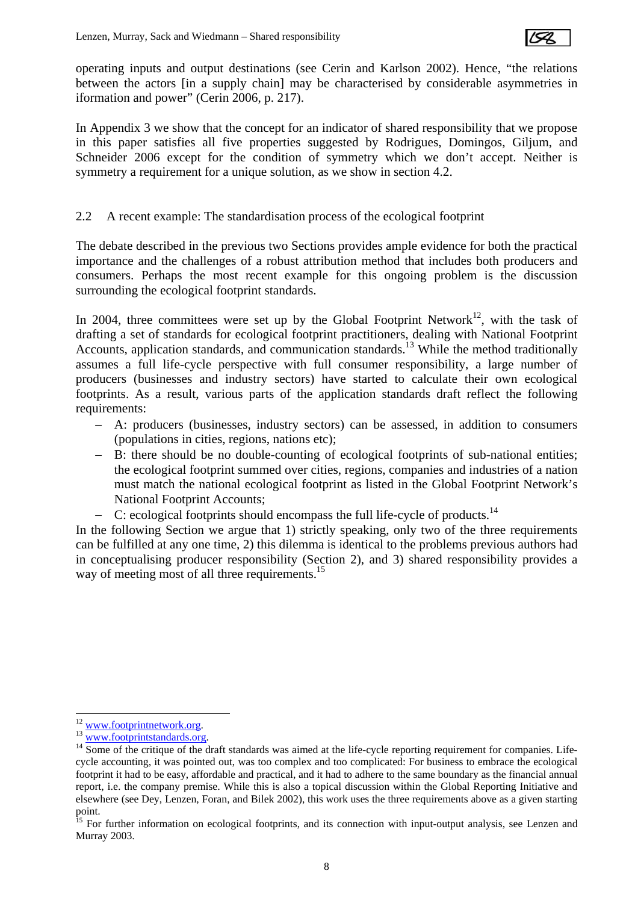operating inputs and output destinations (see Cerin and Karlson 2002). Hence, "the relations between the actors [in a supply chain] may be characterised by considerable asymmetries in iformation and power" (Cerin 2006, p. 217).

In Appendix 3 we show that the concept for an indicator of shared responsibility that we propose in this paper satisfies all five properties suggested by Rodrigues, Domingos, Giljum, and Schneider 2006 except for the condition of symmetry which we don't accept. Neither is symmetry a requirement for a unique solution, as we show in section 4.2.

## 2.2 A recent example: The standardisation process of the ecological footprint

The debate described in the previous two Sections provides ample evidence for both the practical importance and the challenges of a robust attribution method that includes both producers and consumers. Perhaps the most recent example for this ongoing problem is the discussion surrounding the ecological footprint standards.

In 2004, three committees were set up by the Global Footprint Network[12], with the task of drafting a set of standards for ecological footprint practitioners, dealing with National Footprint Accounts, application standards, and communication standards.[13] While the method traditionally assumes a full life-cycle perspective with full consumer responsibility, a large number of producers (businesses and industry sectors) have started to calculate their own ecological footprints. As a result, various parts of the application standards draft reflect the following requirements:

- A: producers (businesses, industry sectors) can be assessed, in addition to consumers (populations in cities, regions, nations etc);
- B: there should be no double-counting of ecological footprints of sub-national entities; the ecological footprint summed over cities, regions, companies and industries of a nation must match the national ecological footprint as listed in the Global Footprint Network's National Footprint Accounts;
- C: ecological footprints should encompass the full life-cycle of products.[14]

In the following Section we argue that 1) strictly speaking, only two of the three requirements can be fulfilled at any one time, 2) this dilemma is identical to the problems previous authors had in conceptualising producer responsibility (Section 2), and 3) shared responsibility provides a way of meeting most of all three requirements.[15]

---

[12] www.footprintnetwork.org.

[13] www.footprintstandards.org.

[14] Some of the critique of the draft standards was aimed at the life-cycle reporting requirement for companies. Life-cycle accounting, it was pointed out, was too complex and too complicated: For business to embrace the ecological footprint it had to be easy, affordable and practical, and it had to adhere to the same boundary as the financial annual report, i.e. the company premise. While this is also a topical discussion within the Global Reporting Initiative and elsewhere (see Dey, Lenzen, Foran, and Bilek 2002), this work uses the three requirements above as a given starting point.

[15] For further information on ecological footprints, and its connection with input-output analysis, see Lenzen and Murray 2003.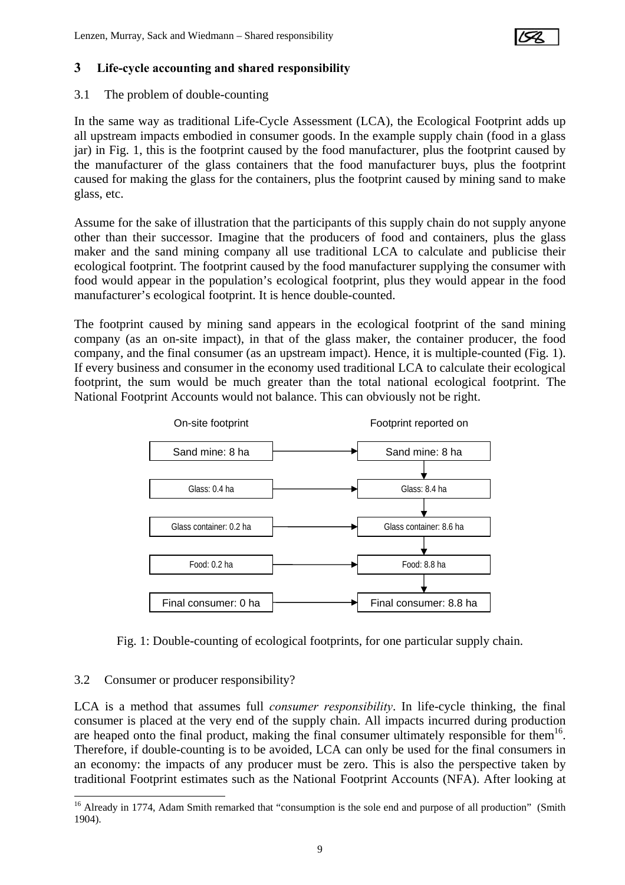## 3 Life-cycle accounting and shared responsibility

### 3.1 The problem of double-counting

In the same way as traditional Life-Cycle Assessment (LCA), the Ecological Footprint adds up all upstream impacts embodied in consumer goods. In the example supply chain (food in a glass jar) in Fig. 1, this is the footprint caused by the food manufacturer, plus the footprint caused by the manufacturer of the glass containers that the food manufacturer buys, plus the footprint caused for making the glass for the containers, plus the footprint caused by mining sand to make glass, etc.

Assume for the sake of illustration that the participants of this supply chain do not supply anyone other than their successor. Imagine that the producers of food and containers, plus the glass maker and the sand mining company all use traditional LCA to calculate and publicise their ecological footprint. The footprint caused by the food manufacturer supplying the consumer with food would appear in the population's ecological footprint, plus they would appear in the food manufacturer's ecological footprint. It is hence double-counted.

The footprint caused by mining sand appears in the ecological footprint of the sand mining company (as an on-site impact), in that of the glass maker, the container producer, the food company, and the final consumer (as an upstream impact). Hence, it is multiple-counted (Fig. 1). If every business and consumer in the economy used traditional LCA to calculate their ecological footprint, the sum would be much greater than the total national ecological footprint. The National Footprint Accounts would not balance. This can obviously not be right.

| On-site footprint | Footprint reported on |
| --- | --- |
| Sand mine: 8 ha | Sand mine: 8 ha |
| Glass: 0.4 ha | Glass: 8.4 ha |
| Glass container: 0.2 ha | Glass container: 8.6 ha |
| Food: 0.2 ha | Food: 8.8 ha |
| Final consumer: 0 ha | Final consumer: 8.8 ha |

Fig. 1: Double-counting of ecological footprints, for one particular supply chain.

### 3.2 Consumer or producer responsibility?

LCA is a method that assumes full *consumer responsibility*. In life-cycle thinking, the final consumer is placed at the very end of the supply chain. All impacts incurred during production are heaped onto the final product, making the final consumer ultimately responsible for them[16]. Therefore, if double-counting is to be avoided, LCA can only be used for the final consumers in an economy: the impacts of any producer must be zero. This is also the perspective taken by traditional Footprint estimates such as the National Footprint Accounts (NFA). After looking at

[16] Already in 1774, Adam Smith remarked that "consumption is the sole end and purpose of all production" (Smith 1904).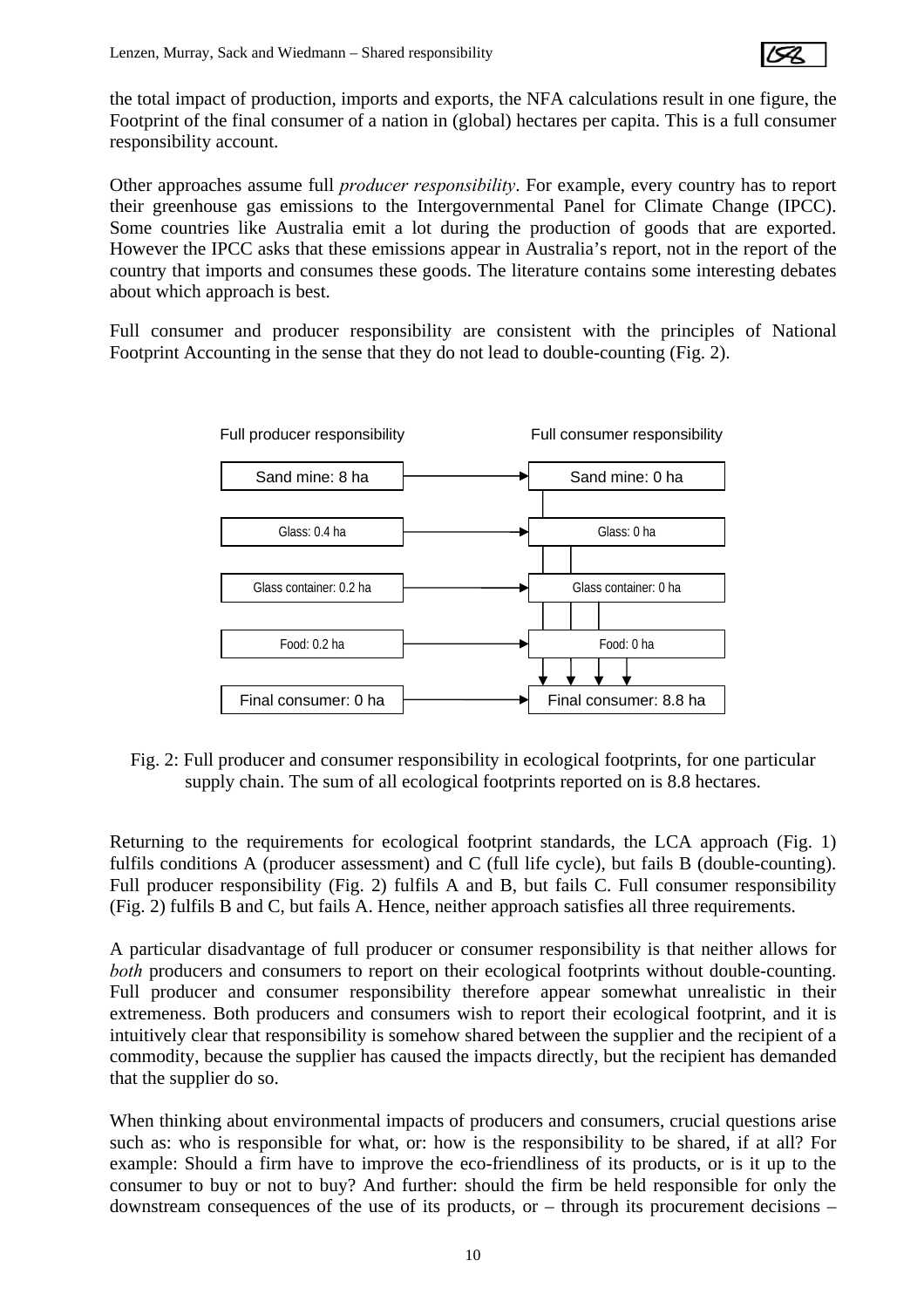the total impact of production, imports and exports, the NFA calculations result in one figure, the Footprint of the final consumer of a nation in (global) hectares per capita. This is a full consumer responsibility account.

Other approaches assume full *producer responsibility*. For example, every country has to report their greenhouse gas emissions to the Intergovernmental Panel for Climate Change (IPCC). Some countries like Australia emit a lot during the production of goods that are exported. However the IPCC asks that these emissions appear in Australia's report, not in the report of the country that imports and consumes these goods. The literature contains some interesting debates about which approach is best.

Full consumer and producer responsibility are consistent with the principles of National Footprint Accounting in the sense that they do not lead to double-counting (Fig. 2).

| Full producer responsibility | Full consumer responsibility |
|---|---|
| Sand mine: 8 ha | Sand mine: 0 ha |
| Glass: 0.4 ha | Glass: 0 ha |
| Glass container: 0.2 ha | Glass container: 0 ha |
| Food: 0.2 ha | Food: 0 ha |
| Final consumer: 0 ha | Final consumer: 8.8 ha |

Fig. 2: Full producer and consumer responsibility in ecological footprints, for one particular supply chain. The sum of all ecological footprints reported on is 8.8 hectares.

Returning to the requirements for ecological footprint standards, the LCA approach (Fig. 1) fulfils conditions A (producer assessment) and C (full life cycle), but fails B (double-counting). Full producer responsibility (Fig. 2) fulfils A and B, but fails C. Full consumer responsibility (Fig. 2) fulfils B and C, but fails A. Hence, neither approach satisfies all three requirements.

A particular disadvantage of full producer or consumer responsibility is that neither allows for *both* producers and consumers to report on their ecological footprints without double-counting. Full producer and consumer responsibility therefore appear somewhat unrealistic in their extremeness. Both producers and consumers wish to report their ecological footprint, and it is intuitively clear that responsibility is somehow shared between the supplier and the recipient of a commodity, because the supplier has caused the impacts directly, but the recipient has demanded that the supplier do so.

When thinking about environmental impacts of producers and consumers, crucial questions arise such as: who is responsible for what, or: how is the responsibility to be shared, if at all? For example: Should a firm have to improve the eco-friendliness of its products, or is it up to the consumer to buy or not to buy? And further: should the firm be held responsible for only the downstream consequences of the use of its products, or – through its procurement decisions –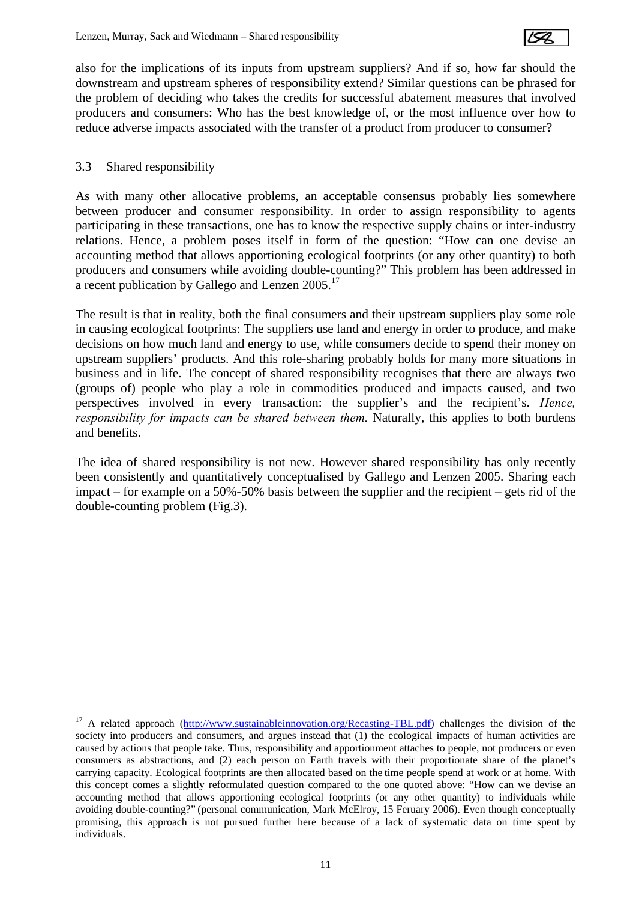also for the implications of its inputs from upstream suppliers? And if so, how far should the downstream and upstream spheres of responsibility extend? Similar questions can be phrased for the problem of deciding who takes the credits for successful abatement measures that involved producers and consumers: Who has the best knowledge of, or the most influence over how to reduce adverse impacts associated with the transfer of a product from producer to consumer?

### 3.3 Shared responsibility

As with many other allocative problems, an acceptable consensus probably lies somewhere between producer and consumer responsibility. In order to assign responsibility to agents participating in these transactions, one has to know the respective supply chains or inter-industry relations. Hence, a problem poses itself in form of the question: "How can one devise an accounting method that allows apportioning ecological footprints (or any other quantity) to both producers and consumers while avoiding double-counting?" This problem has been addressed in a recent publication by Gallego and Lenzen 2005.[17]

The result is that in reality, both the final consumers and their upstream suppliers play some role in causing ecological footprints: The suppliers use land and energy in order to produce, and make decisions on how much land and energy to use, while consumers decide to spend their money on upstream suppliers' products. And this role-sharing probably holds for many more situations in business and in life. The concept of shared responsibility recognises that there are always two (groups of) people who play a role in commodities produced and impacts caused, and two perspectives involved in every transaction: the supplier's and the recipient's. *Hence, responsibility for impacts can be shared between them.* Naturally, this applies to both burdens and benefits.

The idea of shared responsibility is not new. However shared responsibility has only recently been consistently and quantitatively conceptualised by Gallego and Lenzen 2005. Sharing each impact – for example on a 50%-50% basis between the supplier and the recipient – gets rid of the double-counting problem (Fig.3).

---

[17] A related approach (http://www.sustainableinnovation.org/Recasting-TBL.pdf) challenges the division of the society into producers and consumers, and argues instead that (1) the ecological impacts of human activities are caused by actions that people take. Thus, responsibility and apportionment attaches to people, not producers or even consumers as abstractions, and (2) each person on Earth travels with their proportionate share of the planet's carrying capacity. Ecological footprints are then allocated based on the time people spend at work or at home. With this concept comes a slightly reformulated question compared to the one quoted above: "How can we devise an accounting method that allows apportioning ecological footprints (or any other quantity) to individuals while avoiding double-counting?" (personal communication, Mark McElroy, 15 Feruary 2006). Even though conceptually promising, this approach is not pursued further here because of a lack of systematic data on time spent by individuals.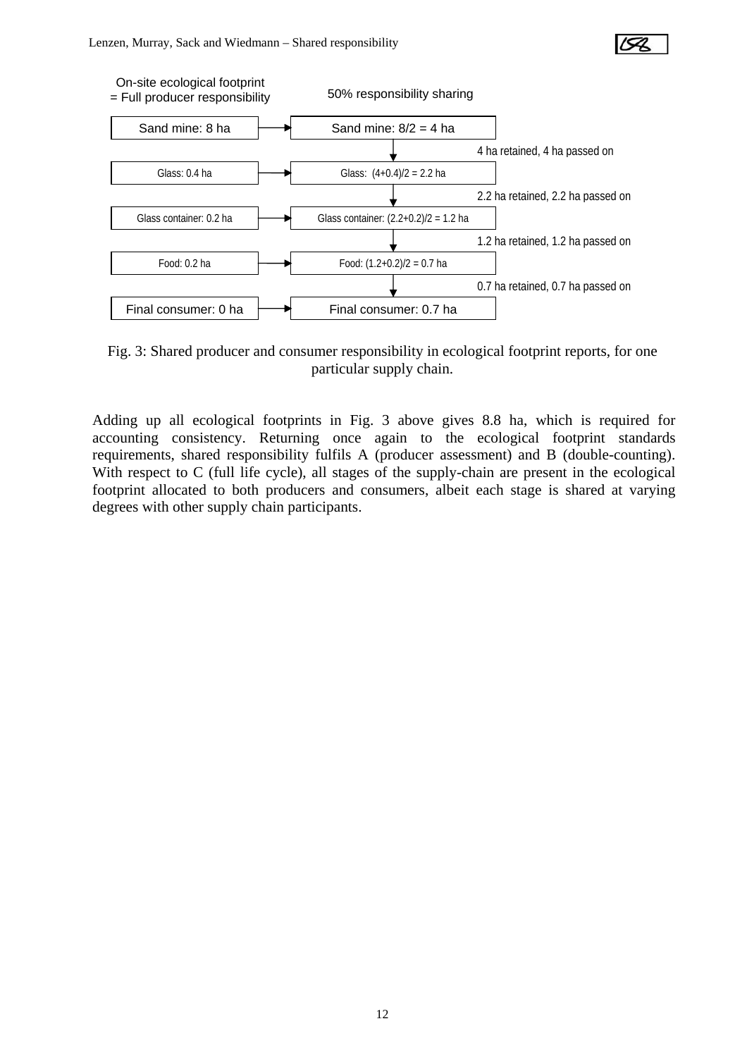| On-site ecological footprint = Full producer responsibility | 50% responsibility sharing | |
|---|---|---|
| Sand mine: 8 ha | Sand mine: 8/2 = 4 ha | 4 ha retained, 4 ha passed on |
| Glass: 0.4 ha | Glass: (4+0.4)/2 = 2.2 ha | 2.2 ha retained, 2.2 ha passed on |
| Glass container: 0.2 ha | Glass container: (2.2+0.2)/2 = 1.2 ha | 1.2 ha retained, 1.2 ha passed on |
| Food: 0.2 ha | Food: (1.2+0.2)/2 = 0.7 ha | 0.7 ha retained, 0.7 ha passed on |
| Final consumer: 0 ha | Final consumer: 0.7 ha | |

Fig. 3: Shared producer and consumer responsibility in ecological footprint reports, for one particular supply chain.

Adding up all ecological footprints in Fig. 3 above gives 8.8 ha, which is required for accounting consistency. Returning once again to the ecological footprint standards requirements, shared responsibility fulfils A (producer assessment) and B (double-counting). With respect to C (full life cycle), all stages of the supply-chain are present in the ecological footprint allocated to both producers and consumers, albeit each stage is shared at varying degrees with other supply chain participants.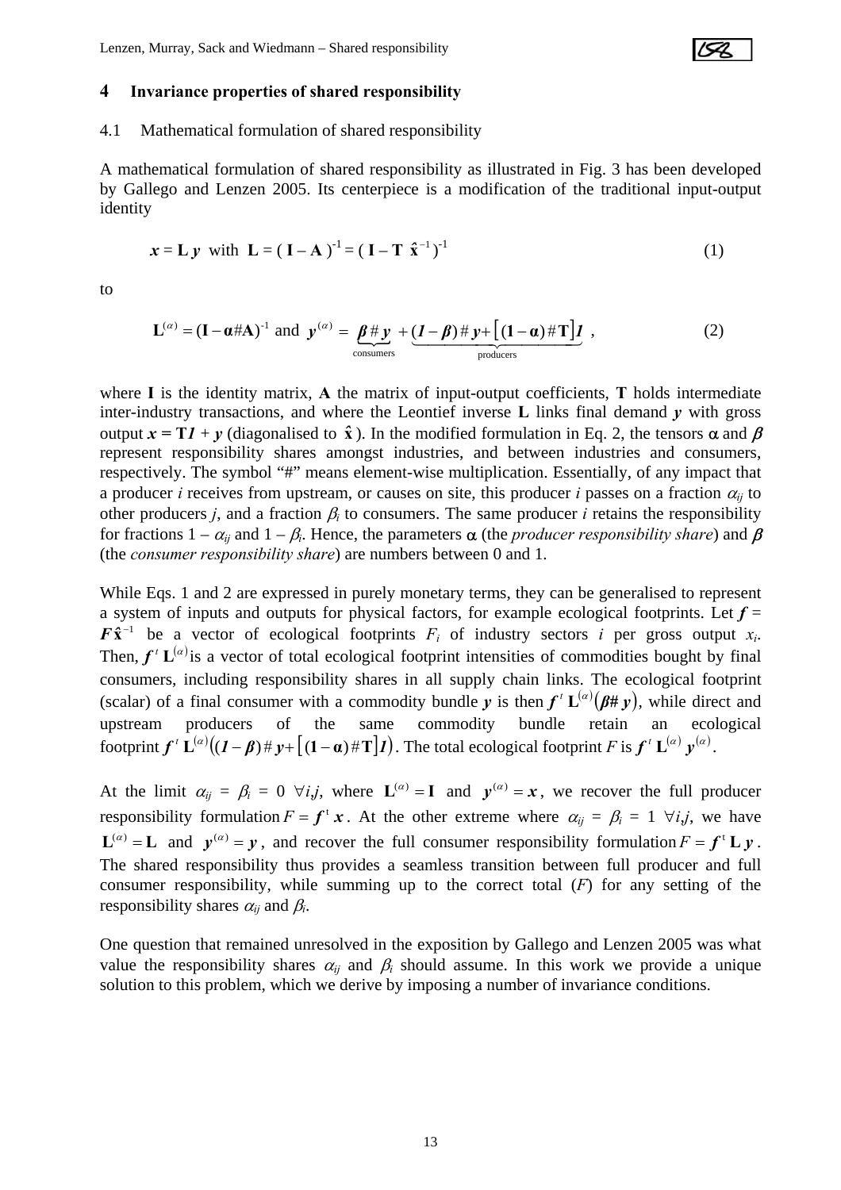## 4 Invariance properties of shared responsibility

### 4.1 Mathematical formulation of shared responsibility

A mathematical formulation of shared responsibility as illustrated in Fig. 3 has been developed by Gallego and Lenzen 2005. Its centerpiece is a modification of the traditional input-output identity

$$\boldsymbol{x} = \mathbf{L}\,\boldsymbol{y} \text{ with } \mathbf{L} = (\,\mathbf{I} - \mathbf{A}\,)^{-1} = (\,\mathbf{I} - \mathbf{T}\,\hat{\mathbf{x}}^{-1}\,)^{-1} \tag{1}$$

to

$$\mathbf{L}^{(\alpha)} = (\mathbf{I} - \boldsymbol{\alpha}\#\mathbf{A})^{-1} \text{ and } \boldsymbol{y}^{(\alpha)} = \underbrace{\boldsymbol{\beta}\#\boldsymbol{y}}_{\text{consumers}} + \underbrace{(\boldsymbol{1}-\boldsymbol{\beta})\#\boldsymbol{y} + \left[(\mathbf{1}-\boldsymbol{\alpha})\#\mathbf{T}\right]\boldsymbol{1}}_{\text{producers}} \,, \tag{2}$$

where $\mathbf{I}$ is the identity matrix, $\mathbf{A}$ the matrix of input-output coefficients, $\mathbf{T}$ holds intermediate inter-industry transactions, and where the Leontief inverse $\mathbf{L}$ links final demand $\boldsymbol{y}$ with gross output $\boldsymbol{x} = \mathbf{T}\boldsymbol{1} + \boldsymbol{y}$ (diagonalised to $\hat{\mathbf{x}}$). In the modified formulation in Eq. 2, the tensors $\alpha$ and $\beta$ represent responsibility shares amongst industries, and between industries and consumers, respectively. The symbol "#" means element-wise multiplication. Essentially, of any impact that a producer $i$ receives from upstream, or causes on site, this producer $i$ passes on a fraction $\alpha_{ij}$ to other producers $j$, and a fraction $\beta_i$ to consumers. The same producer $i$ retains the responsibility for fractions $1 - \alpha_{ij}$ and $1 - \beta_i$. Hence, the parameters $\alpha$ (the *producer responsibility share*) and $\beta$ (the *consumer responsibility share*) are numbers between 0 and 1.

While Eqs. 1 and 2 are expressed in purely monetary terms, they can be generalised to represent a system of inputs and outputs for physical factors, for example ecological footprints. Let $\boldsymbol{f} = \boldsymbol{F}\hat{\mathbf{x}}^{-1}$ be a vector of ecological footprints $F_i$ of industry sectors $i$ per gross output $x_i$. Then, $\boldsymbol{f}^{\,t}\,\mathbf{L}^{(\alpha)}$ is a vector of total ecological footprint intensities of commodities bought by final consumers, including responsibility shares in all supply chain links. The ecological footprint (scalar) of a final consumer with a commodity bundle $\boldsymbol{y}$ is then $\boldsymbol{f}^{\,t}\,\mathbf{L}^{(\alpha)}(\boldsymbol{\beta}\#\,\boldsymbol{y})$, while direct and upstream producers of the same commodity bundle retain an ecological footprint $\boldsymbol{f}^{\,t}\,\mathbf{L}^{(\alpha)}\left((\boldsymbol{1}-\boldsymbol{\beta})\#\,\boldsymbol{y} + \left[(\mathbf{1}-\boldsymbol{\alpha})\#\mathbf{T}\right]\boldsymbol{1}\right)$. The total ecological footprint $F$ is $\boldsymbol{f}^{\,t}\,\mathbf{L}^{(\alpha)}\,\boldsymbol{y}^{(\alpha)}$.

At the limit $\alpha_{ij} = \beta_i = 0 \;\forall i,j$, where $\mathbf{L}^{(\alpha)} = \mathbf{I}$ and $\boldsymbol{y}^{(\alpha)} = \boldsymbol{x}$, we recover the full producer responsibility formulation $F = \boldsymbol{f}^{\,t}\,\boldsymbol{x}$. At the other extreme where $\alpha_{ij} = \beta_i = 1 \;\forall i,j$, we have $\mathbf{L}^{(\alpha)} = \mathbf{L}$ and $\boldsymbol{y}^{(\alpha)} = \boldsymbol{y}$, and recover the full consumer responsibility formulation $F = \boldsymbol{f}^{\,t}\,\mathbf{L}\,\boldsymbol{y}$. The shared responsibility thus provides a seamless transition between full producer and full consumer responsibility, while summing up to the correct total ($F$) for any setting of the responsibility shares $\alpha_{ij}$ and $\beta_i$.

One question that remained unresolved in the exposition by Gallego and Lenzen 2005 was what value the responsibility shares $\alpha_{ij}$ and $\beta_i$ should assume. In this work we provide a unique solution to this problem, which we derive by imposing a number of invariance conditions.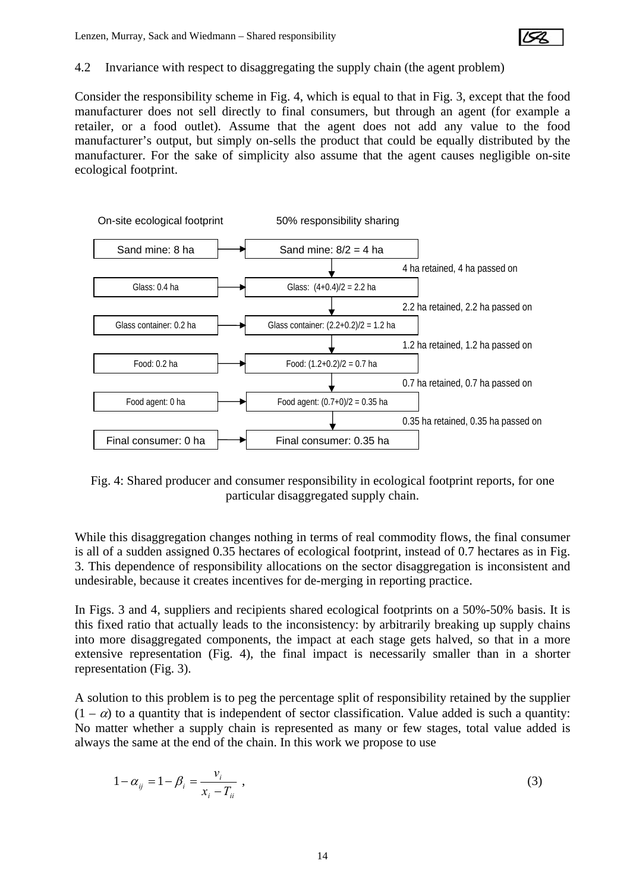### 4.2 Invariance with respect to disaggregating the supply chain (the agent problem)

Consider the responsibility scheme in Fig. 4, which is equal to that in Fig. 3, except that the food manufacturer does not sell directly to final consumers, but through an agent (for example a retailer, or a food outlet). Assume that the agent does not add any value to the food manufacturer's output, but simply on-sells the product that could be equally distributed by the manufacturer. For the sake of simplicity also assume that the agent causes negligible on-site ecological footprint.

| On-site ecological footprint | 50% responsibility sharing | |
|---|---|---|
| Sand mine: 8 ha | Sand mine: 8/2 = 4 ha | 4 ha retained, 4 ha passed on |
| Glass: 0.4 ha | Glass: (4+0.4)/2 = 2.2 ha | 2.2 ha retained, 2.2 ha passed on |
| Glass container: 0.2 ha | Glass container: (2.2+0.2)/2 = 1.2 ha | 1.2 ha retained, 1.2 ha passed on |
| Food: 0.2 ha | Food: (1.2+0.2)/2 = 0.7 ha | 0.7 ha retained, 0.7 ha passed on |
| Food agent: 0 ha | Food agent: (0.7+0)/2 = 0.35 ha | 0.35 ha retained, 0.35 ha passed on |
| Final consumer: 0 ha | Final consumer: 0.35 ha | |

Fig. 4: Shared producer and consumer responsibility in ecological footprint reports, for one particular disaggregated supply chain.

While this disaggregation changes nothing in terms of real commodity flows, the final consumer is all of a sudden assigned 0.35 hectares of ecological footprint, instead of 0.7 hectares as in Fig. 3. This dependence of responsibility allocations on the sector disaggregation is inconsistent and undesirable, because it creates incentives for de-merging in reporting practice.

In Figs. 3 and 4, suppliers and recipients shared ecological footprints on a 50%-50% basis. It is this fixed ratio that actually leads to the inconsistency: by arbitrarily breaking up supply chains into more disaggregated components, the impact at each stage gets halved, so that in a more extensive representation (Fig. 4), the final impact is necessarily smaller than in a shorter representation (Fig. 3).

A solution to this problem is to peg the percentage split of responsibility retained by the supplier $(1 - \alpha)$ to a quantity that is independent of sector classification. Value added is such a quantity: No matter whether a supply chain is represented as many or few stages, total value added is always the same at the end of the chain. In this work we propose to use

$$1 - \alpha_{ij} = 1 - \beta_i = \frac{v_i}{x_i - T_{ii}} \ , \tag{3}$$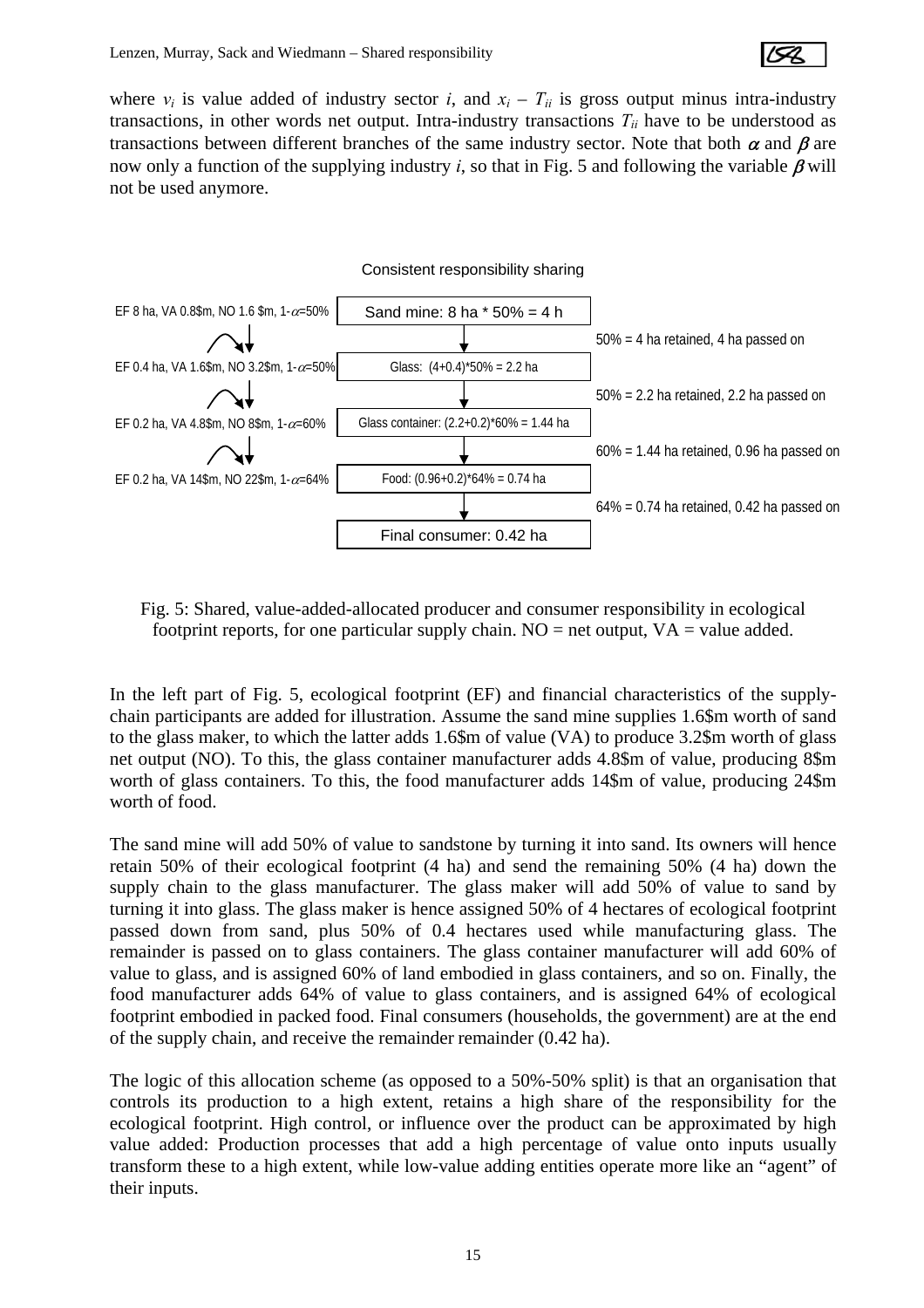where $v_i$ is value added of industry sector $i$, and $x_i - T_{ii}$ is gross output minus intra-industry transactions, in other words net output. Intra-industry transactions $T_{ii}$ have to be understood as transactions between different branches of the same industry sector. Note that both $\alpha$ and $\beta$ are now only a function of the supplying industry $i$, so that in Fig. 5 and following the variable $\beta$ will not be used anymore.

Consistent responsibility sharing

| Financial characteristics | Allocation | Passed on |
|---|---|---|
| EF 8 ha, VA 0.8$m, NO 1.6 $m, $1-\alpha$=50% | Sand mine: 8 ha * 50% = 4 h | 50% = 4 ha retained, 4 ha passed on |
| EF 0.4 ha, VA 1.6$m, NO 3.2$m, $1-\alpha$=50% | Glass: (4+0.4)*50% = 2.2 ha | 50% = 2.2 ha retained, 2.2 ha passed on |
| EF 0.2 ha, VA 4.8$m, NO 8$m, $1-\alpha$=60% | Glass container: (2.2+0.2)*60% = 1.44 ha | 60% = 1.44 ha retained, 0.96 ha passed on |
| EF 0.2 ha, VA 14$m, NO 22$m, $1-\alpha$=64% | Food: (0.96+0.2)*64% = 0.74 ha | 64% = 0.74 ha retained, 0.42 ha passed on |
| | Final consumer: 0.42 ha | |

Fig. 5: Shared, value-added-allocated producer and consumer responsibility in ecological footprint reports, for one particular supply chain. NO = net output, VA = value added.

In the left part of Fig. 5, ecological footprint (EF) and financial characteristics of the supply-chain participants are added for illustration. Assume the sand mine supplies 1.6$m worth of sand to the glass maker, to which the latter adds 1.6$m of value (VA) to produce 3.2$m worth of glass net output (NO). To this, the glass container manufacturer adds 4.8$m of value, producing 8$m worth of glass containers. To this, the food manufacturer adds 14$m of value, producing 24$m worth of food.

The sand mine will add 50% of value to sandstone by turning it into sand. Its owners will hence retain 50% of their ecological footprint (4 ha) and send the remaining 50% (4 ha) down the supply chain to the glass manufacturer. The glass maker will add 50% of value to sand by turning it into glass. The glass maker is hence assigned 50% of 4 hectares of ecological footprint passed down from sand, plus 50% of 0.4 hectares used while manufacturing glass. The remainder is passed on to glass containers. The glass container manufacturer will add 60% of value to glass, and is assigned 60% of land embodied in glass containers, and so on. Finally, the food manufacturer adds 64% of value to glass containers, and is assigned 64% of ecological footprint embodied in packed food. Final consumers (households, the government) are at the end of the supply chain, and receive the remainder remainder (0.42 ha).

The logic of this allocation scheme (as opposed to a 50%-50% split) is that an organisation that controls its production to a high extent, retains a high share of the responsibility for the ecological footprint. High control, or influence over the product can be approximated by high value added: Production processes that add a high percentage of value onto inputs usually transform these to a high extent, while low-value adding entities operate more like an "agent" of their inputs.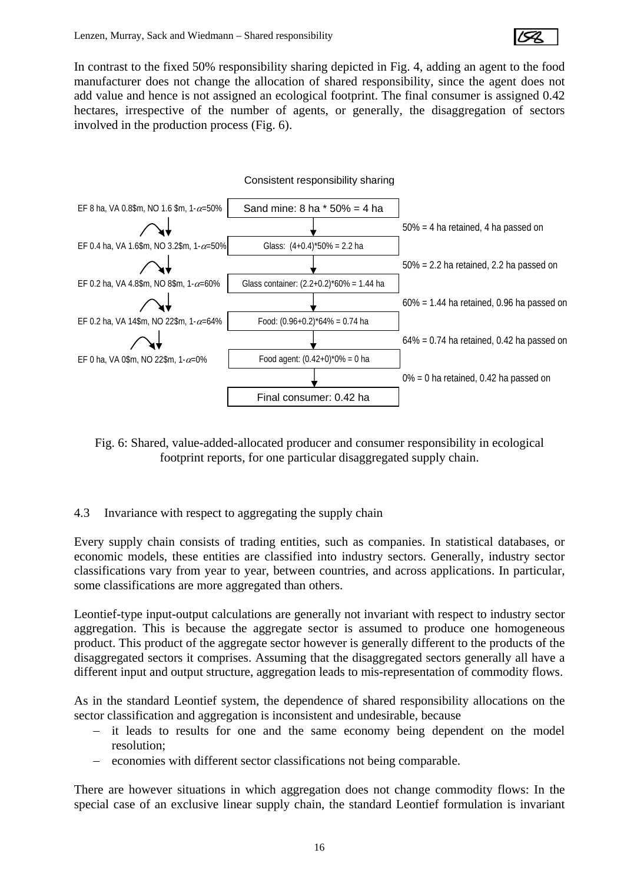In contrast to the fixed 50% responsibility sharing depicted in Fig. 4, adding an agent to the food manufacturer does not change the allocation of shared responsibility, since the agent does not add value and hence is not assigned an ecological footprint. The final consumer is assigned 0.42 hectares, irrespective of the number of agents, or generally, the disaggregation of sectors involved in the production process (Fig. 6).

Consistent responsibility sharing

| Sector data | Allocation | Retained / passed on |
|---|---|---|
| EF 8 ha, VA 0.8$m, NO 1.6 $m, $1-\alpha$=50% | Sand mine: 8 ha * 50% = 4 ha | 50% = 4 ha retained, 4 ha passed on |
| EF 0.4 ha, VA 1.6$m, NO 3.2$m, $1-\alpha$=50% | Glass: (4+0.4)*50% = 2.2 ha | 50% = 2.2 ha retained, 2.2 ha passed on |
| EF 0.2 ha, VA 4.8$m, NO 8$m, $1-\alpha$=60% | Glass container: (2.2+0.2)*60% = 1.44 ha | 60% = 1.44 ha retained, 0.96 ha passed on |
| EF 0.2 ha, VA 14$m, NO 22$m, $1-\alpha$=64% | Food: (0.96+0.2)*64% = 0.74 ha | 64% = 0.74 ha retained, 0.42 ha passed on |
| EF 0 ha, VA 0$m, NO 22$m, $1-\alpha$=0% | Food agent: (0.42+0)*0% = 0 ha | 0% = 0 ha retained, 0.42 ha passed on |
| | Final consumer: 0.42 ha | |

Fig. 6: Shared, value-added-allocated producer and consumer responsibility in ecological footprint reports, for one particular disaggregated supply chain.

### 4.3 Invariance with respect to aggregating the supply chain

Every supply chain consists of trading entities, such as companies. In statistical databases, or economic models, these entities are classified into industry sectors. Generally, industry sector classifications vary from year to year, between countries, and across applications. In particular, some classifications are more aggregated than others.

Leontief-type input-output calculations are generally not invariant with respect to industry sector aggregation. This is because the aggregate sector is assumed to produce one homogeneous product. This product of the aggregate sector however is generally different to the products of the disaggregated sectors it comprises. Assuming that the disaggregated sectors generally all have a different input and output structure, aggregation leads to mis-representation of commodity flows.

As in the standard Leontief system, the dependence of shared responsibility allocations on the sector classification and aggregation is inconsistent and undesirable, because

- it leads to results for one and the same economy being dependent on the model resolution;
- economies with different sector classifications not being comparable.

There are however situations in which aggregation does not change commodity flows: In the special case of an exclusive linear supply chain, the standard Leontief formulation is invariant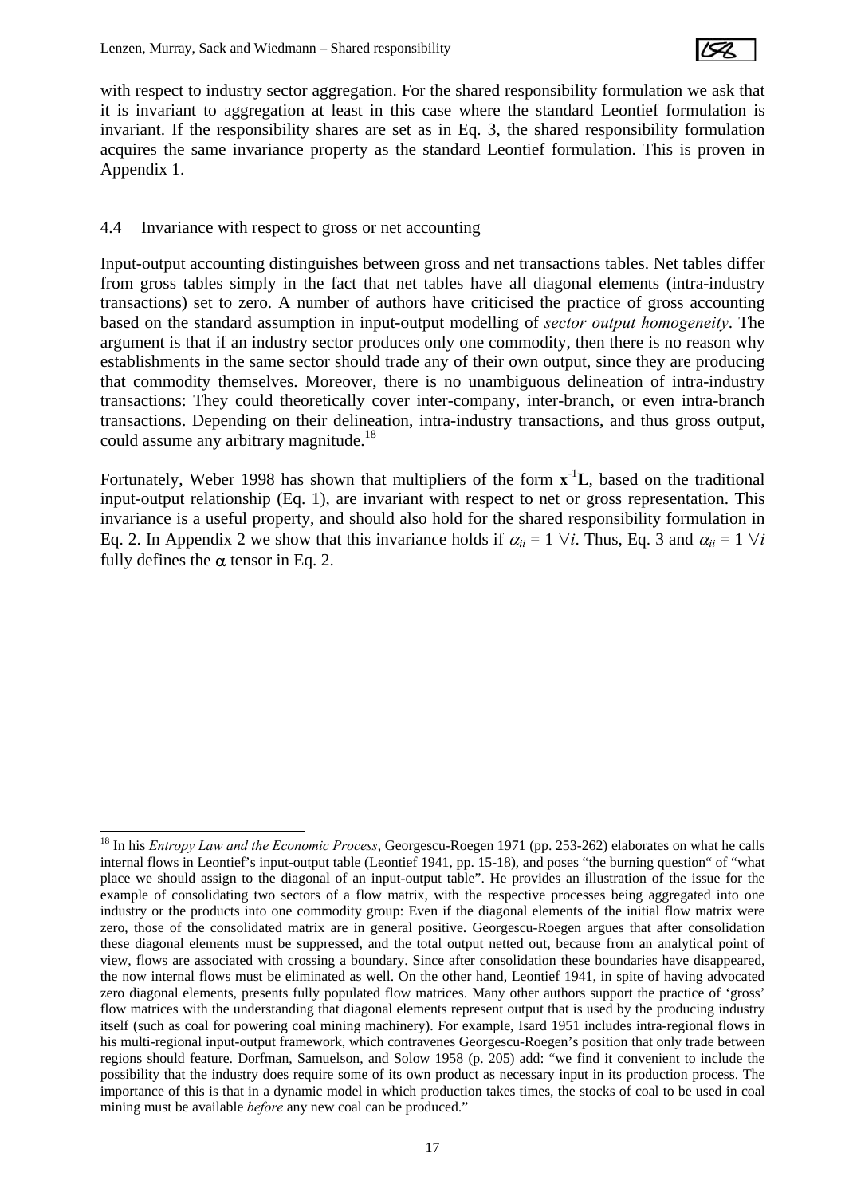with respect to industry sector aggregation. For the shared responsibility formulation we ask that it is invariant to aggregation at least in this case where the standard Leontief formulation is invariant. If the responsibility shares are set as in Eq. 3, the shared responsibility formulation acquires the same invariance property as the standard Leontief formulation. This is proven in Appendix 1.

## 4.4 Invariance with respect to gross or net accounting

Input-output accounting distinguishes between gross and net transactions tables. Net tables differ from gross tables simply in the fact that net tables have all diagonal elements (intra-industry transactions) set to zero. A number of authors have criticised the practice of gross accounting based on the standard assumption in input-output modelling of *sector output homogeneity*. The argument is that if an industry sector produces only one commodity, then there is no reason why establishments in the same sector should trade any of their own output, since they are producing that commodity themselves. Moreover, there is no unambiguous delineation of intra-industry transactions: They could theoretically cover inter-company, inter-branch, or even intra-branch transactions. Depending on their delineation, intra-industry transactions, and thus gross output, could assume any arbitrary magnitude.[18]

Fortunately, Weber 1998 has shown that multipliers of the form $\mathbf{x}^{-1}\mathbf{L}$, based on the traditional input-output relationship (Eq. 1), are invariant with respect to net or gross representation. This invariance is a useful property, and should also hold for the shared responsibility formulation in Eq. 2. In Appendix 2 we show that this invariance holds if $\alpha_{ii} = 1 \; \forall i$. Thus, Eq. 3 and $\alpha_{ii} = 1 \; \forall i$ fully defines the $\alpha$ tensor in Eq. 2.

---

[18] In his *Entropy Law and the Economic Process*, Georgescu-Roegen 1971 (pp. 253-262) elaborates on what he calls internal flows in Leontief's input-output table (Leontief 1941, pp. 15-18), and poses "the burning question" of "what place we should assign to the diagonal of an input-output table". He provides an illustration of the issue for the example of consolidating two sectors of a flow matrix, with the respective processes being aggregated into one industry or the products into one commodity group: Even if the diagonal elements of the initial flow matrix were zero, those of the consolidated matrix are in general positive. Georgescu-Roegen argues that after consolidation these diagonal elements must be suppressed, and the total output netted out, because from an analytical point of view, flows are associated with crossing a boundary. Since after consolidation these boundaries have disappeared, the now internal flows must be eliminated as well. On the other hand, Leontief 1941, in spite of having advocated zero diagonal elements, presents fully populated flow matrices. Many other authors support the practice of 'gross' flow matrices with the understanding that diagonal elements represent output that is used by the producing industry itself (such as coal for powering coal mining machinery). For example, Isard 1951 includes intra-regional flows in his multi-regional input-output framework, which contravenes Georgescu-Roegen's position that only trade between regions should feature. Dorfman, Samuelson, and Solow 1958 (p. 205) add: "we find it convenient to include the possibility that the industry does require some of its own product as necessary input in its production process. The importance of this is that in a dynamic model in which production takes times, the stocks of coal to be used in coal mining must be available *before* any new coal can be produced."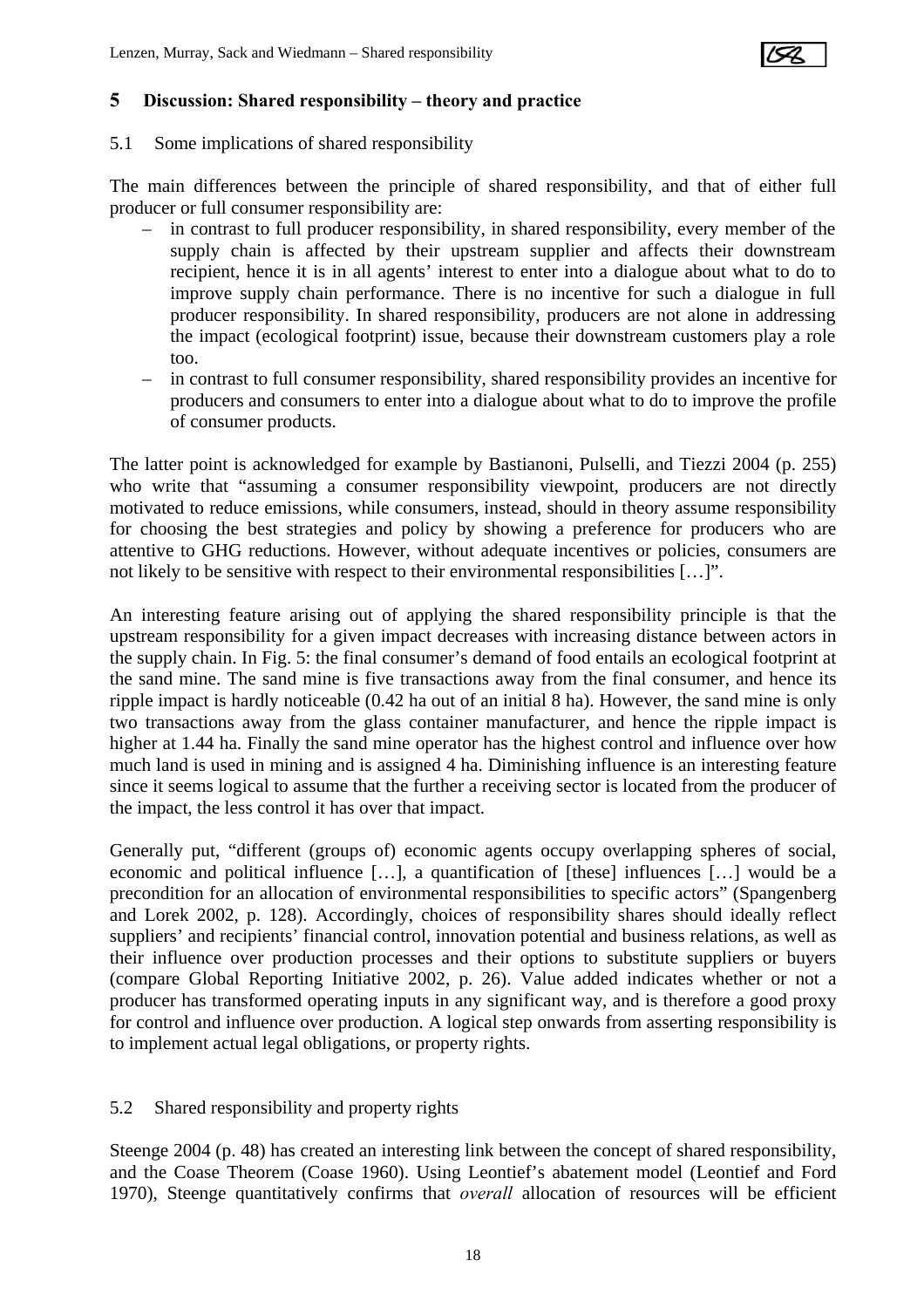## 5 Discussion: Shared responsibility – theory and practice

### 5.1 Some implications of shared responsibility

The main differences between the principle of shared responsibility, and that of either full producer or full consumer responsibility are:

- in contrast to full producer responsibility, in shared responsibility, every member of the supply chain is affected by their upstream supplier and affects their downstream recipient, hence it is in all agents' interest to enter into a dialogue about what to do to improve supply chain performance. There is no incentive for such a dialogue in full producer responsibility. In shared responsibility, producers are not alone in addressing the impact (ecological footprint) issue, because their downstream customers play a role too.
- in contrast to full consumer responsibility, shared responsibility provides an incentive for producers and consumers to enter into a dialogue about what to do to improve the profile of consumer products.

The latter point is acknowledged for example by Bastianoni, Pulselli, and Tiezzi 2004 (p. 255) who write that "assuming a consumer responsibility viewpoint, producers are not directly motivated to reduce emissions, while consumers, instead, should in theory assume responsibility for choosing the best strategies and policy by showing a preference for producers who are attentive to GHG reductions. However, without adequate incentives or policies, consumers are not likely to be sensitive with respect to their environmental responsibilities […]".

An interesting feature arising out of applying the shared responsibility principle is that the upstream responsibility for a given impact decreases with increasing distance between actors in the supply chain. In Fig. 5: the final consumer's demand of food entails an ecological footprint at the sand mine. The sand mine is five transactions away from the final consumer, and hence its ripple impact is hardly noticeable (0.42 ha out of an initial 8 ha). However, the sand mine is only two transactions away from the glass container manufacturer, and hence the ripple impact is higher at 1.44 ha. Finally the sand mine operator has the highest control and influence over how much land is used in mining and is assigned 4 ha. Diminishing influence is an interesting feature since it seems logical to assume that the further a receiving sector is located from the producer of the impact, the less control it has over that impact.

Generally put, "different (groups of) economic agents occupy overlapping spheres of social, economic and political influence […], a quantification of [these] influences […] would be a precondition for an allocation of environmental responsibilities to specific actors" (Spangenberg and Lorek 2002, p. 128). Accordingly, choices of responsibility shares should ideally reflect suppliers' and recipients' financial control, innovation potential and business relations, as well as their influence over production processes and their options to substitute suppliers or buyers (compare Global Reporting Initiative 2002, p. 26). Value added indicates whether or not a producer has transformed operating inputs in any significant way, and is therefore a good proxy for control and influence over production. A logical step onwards from asserting responsibility is to implement actual legal obligations, or property rights.

### 5.2 Shared responsibility and property rights

Steenge 2004 (p. 48) has created an interesting link between the concept of shared responsibility, and the Coase Theorem (Coase 1960). Using Leontief's abatement model (Leontief and Ford 1970), Steenge quantitatively confirms that *overall* allocation of resources will be efficient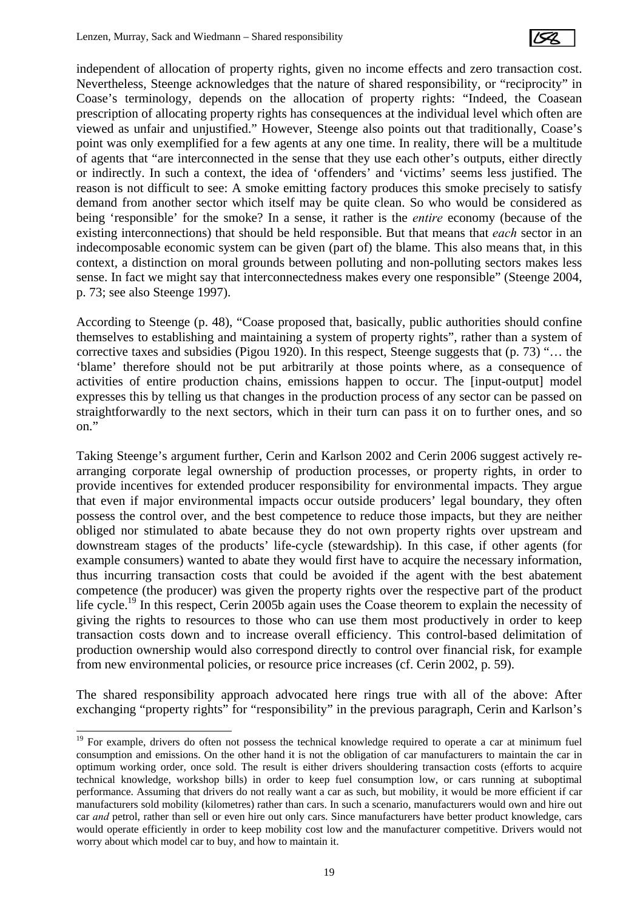independent of allocation of property rights, given no income effects and zero transaction cost. Nevertheless, Steenge acknowledges that the nature of shared responsibility, or "reciprocity" in Coase's terminology, depends on the allocation of property rights: "Indeed, the Coasean prescription of allocating property rights has consequences at the individual level which often are viewed as unfair and unjustified." However, Steenge also points out that traditionally, Coase's point was only exemplified for a few agents at any one time. In reality, there will be a multitude of agents that "are interconnected in the sense that they use each other's outputs, either directly or indirectly. In such a context, the idea of 'offenders' and 'victims' seems less justified. The reason is not difficult to see: A smoke emitting factory produces this smoke precisely to satisfy demand from another sector which itself may be quite clean. So who would be considered as being 'responsible' for the smoke? In a sense, it rather is the *entire* economy (because of the existing interconnections) that should be held responsible. But that means that *each* sector in an indecomposable economic system can be given (part of) the blame. This also means that, in this context, a distinction on moral grounds between polluting and non-polluting sectors makes less sense. In fact we might say that interconnectedness makes every one responsible" (Steenge 2004, p. 73; see also Steenge 1997).

According to Steenge (p. 48), "Coase proposed that, basically, public authorities should confine themselves to establishing and maintaining a system of property rights", rather than a system of corrective taxes and subsidies (Pigou 1920). In this respect, Steenge suggests that (p. 73) "… the 'blame' therefore should not be put arbitrarily at those points where, as a consequence of activities of entire production chains, emissions happen to occur. The [input-output] model expresses this by telling us that changes in the production process of any sector can be passed on straightforwardly to the next sectors, which in their turn can pass it on to further ones, and so on."

Taking Steenge's argument further, Cerin and Karlson 2002 and Cerin 2006 suggest actively re-arranging corporate legal ownership of production processes, or property rights, in order to provide incentives for extended producer responsibility for environmental impacts. They argue that even if major environmental impacts occur outside producers' legal boundary, they often possess the control over, and the best competence to reduce those impacts, but they are neither obliged nor stimulated to abate because they do not own property rights over upstream and downstream stages of the products' life-cycle (stewardship). In this case, if other agents (for example consumers) wanted to abate they would first have to acquire the necessary information, thus incurring transaction costs that could be avoided if the agent with the best abatement competence (the producer) was given the property rights over the respective part of the product life cycle.[19] In this respect, Cerin 2005b again uses the Coase theorem to explain the necessity of giving the rights to resources to those who can use them most productively in order to keep transaction costs down and to increase overall efficiency. This control-based delimitation of production ownership would also correspond directly to control over financial risk, for example from new environmental policies, or resource price increases (cf. Cerin 2002, p. 59).

The shared responsibility approach advocated here rings true with all of the above: After exchanging "property rights" for "responsibility" in the previous paragraph, Cerin and Karlson's

---

[19] For example, drivers do often not possess the technical knowledge required to operate a car at minimum fuel consumption and emissions. On the other hand it is not the obligation of car manufacturers to maintain the car in optimum working order, once sold. The result is either drivers shouldering transaction costs (efforts to acquire technical knowledge, workshop bills) in order to keep fuel consumption low, or cars running at suboptimal performance. Assuming that drivers do not really want a car as such, but mobility, it would be more efficient if car manufacturers sold mobility (kilometres) rather than cars. In such a scenario, manufacturers would own and hire out car *and* petrol, rather than sell or even hire out only cars. Since manufacturers have better product knowledge, cars would operate efficiently in order to keep mobility cost low and the manufacturer competitive. Drivers would not worry about which model car to buy, and how to maintain it.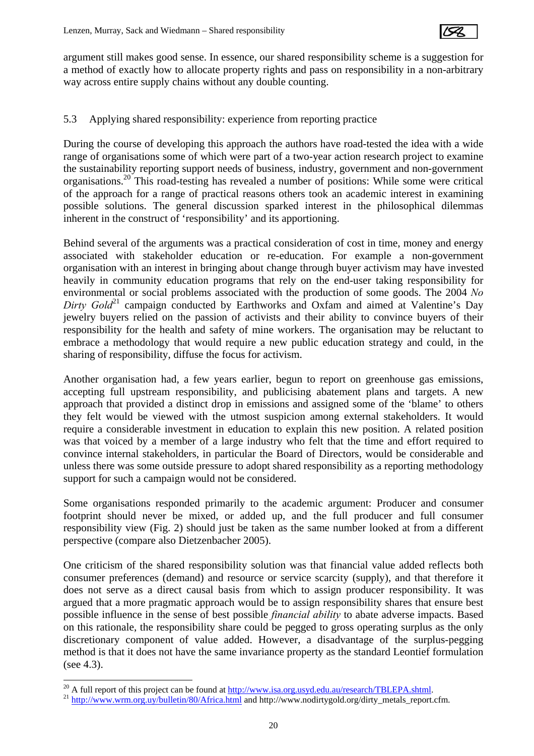argument still makes good sense. In essence, our shared responsibility scheme is a suggestion for a method of exactly how to allocate property rights and pass on responsibility in a non-arbitrary way across entire supply chains without any double counting.

### 5.3 Applying shared responsibility: experience from reporting practice

During the course of developing this approach the authors have road-tested the idea with a wide range of organisations some of which were part of a two-year action research project to examine the sustainability reporting support needs of business, industry, government and non-government organisations.[20] This road-testing has revealed a number of positions: While some were critical of the approach for a range of practical reasons others took an academic interest in examining possible solutions. The general discussion sparked interest in the philosophical dilemmas inherent in the construct of 'responsibility' and its apportioning.

Behind several of the arguments was a practical consideration of cost in time, money and energy associated with stakeholder education or re-education. For example a non-government organisation with an interest in bringing about change through buyer activism may have invested heavily in community education programs that rely on the end-user taking responsibility for environmental or social problems associated with the production of some goods. The 2004 *No Dirty Gold*[21] campaign conducted by Earthworks and Oxfam and aimed at Valentine's Day jewelry buyers relied on the passion of activists and their ability to convince buyers of their responsibility for the health and safety of mine workers. The organisation may be reluctant to embrace a methodology that would require a new public education strategy and could, in the sharing of responsibility, diffuse the focus for activism.

Another organisation had, a few years earlier, begun to report on greenhouse gas emissions, accepting full upstream responsibility, and publicising abatement plans and targets. A new approach that provided a distinct drop in emissions and assigned some of the 'blame' to others they felt would be viewed with the utmost suspicion among external stakeholders. It would require a considerable investment in education to explain this new position. A related position was that voiced by a member of a large industry who felt that the time and effort required to convince internal stakeholders, in particular the Board of Directors, would be considerable and unless there was some outside pressure to adopt shared responsibility as a reporting methodology support for such a campaign would not be considered.

Some organisations responded primarily to the academic argument: Producer and consumer footprint should never be mixed, or added up, and the full producer and full consumer responsibility view (Fig. 2) should just be taken as the same number looked at from a different perspective (compare also Dietzenbacher 2005).

One criticism of the shared responsibility solution was that financial value added reflects both consumer preferences (demand) and resource or service scarcity (supply), and that therefore it does not serve as a direct causal basis from which to assign producer responsibility. It was argued that a more pragmatic approach would be to assign responsibility shares that ensure best possible influence in the sense of best possible *financial ability* to abate adverse impacts. Based on this rationale, the responsibility share could be pegged to gross operating surplus as the only discretionary component of value added. However, a disadvantage of the surplus-pegging method is that it does not have the same invariance property as the standard Leontief formulation (see 4.3).

---

[20] A full report of this project can be found at http://www.isa.org.usyd.edu.au/research/TBLEPA.shtml.

[21] http://www.wrm.org.uy/bulletin/80/Africa.html and http://www.nodirtygold.org/dirty_metals_report.cfm.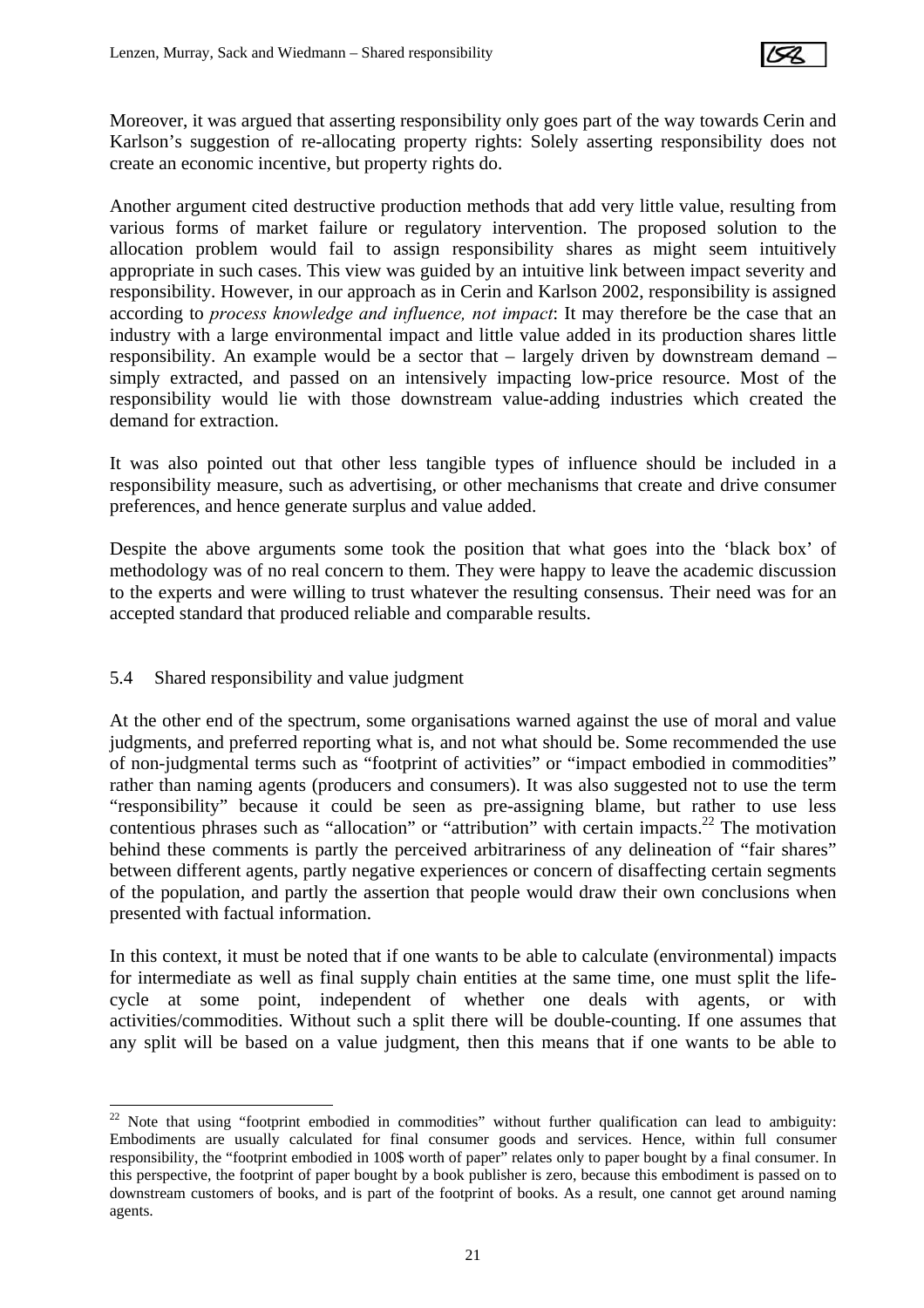Moreover, it was argued that asserting responsibility only goes part of the way towards Cerin and Karlson's suggestion of re-allocating property rights: Solely asserting responsibility does not create an economic incentive, but property rights do.

Another argument cited destructive production methods that add very little value, resulting from various forms of market failure or regulatory intervention. The proposed solution to the allocation problem would fail to assign responsibility shares as might seem intuitively appropriate in such cases. This view was guided by an intuitive link between impact severity and responsibility. However, in our approach as in Cerin and Karlson 2002, responsibility is assigned according to *process knowledge and influence, not impact*: It may therefore be the case that an industry with a large environmental impact and little value added in its production shares little responsibility. An example would be a sector that – largely driven by downstream demand – simply extracted, and passed on an intensively impacting low-price resource. Most of the responsibility would lie with those downstream value-adding industries which created the demand for extraction.

It was also pointed out that other less tangible types of influence should be included in a responsibility measure, such as advertising, or other mechanisms that create and drive consumer preferences, and hence generate surplus and value added.

Despite the above arguments some took the position that what goes into the 'black box' of methodology was of no real concern to them. They were happy to leave the academic discussion to the experts and were willing to trust whatever the resulting consensus. Their need was for an accepted standard that produced reliable and comparable results.

### 5.4 Shared responsibility and value judgment

At the other end of the spectrum, some organisations warned against the use of moral and value judgments, and preferred reporting what is, and not what should be. Some recommended the use of non-judgmental terms such as "footprint of activities" or "impact embodied in commodities" rather than naming agents (producers and consumers). It was also suggested not to use the term "responsibility" because it could be seen as pre-assigning blame, but rather to use less contentious phrases such as "allocation" or "attribution" with certain impacts.[22] The motivation behind these comments is partly the perceived arbitrariness of any delineation of "fair shares" between different agents, partly negative experiences or concern of disaffecting certain segments of the population, and partly the assertion that people would draw their own conclusions when presented with factual information.

In this context, it must be noted that if one wants to be able to calculate (environmental) impacts for intermediate as well as final supply chain entities at the same time, one must split the life-cycle at some point, independent of whether one deals with agents, or with activities/commodities. Without such a split there will be double-counting. If one assumes that any split will be based on a value judgment, then this means that if one wants to be able to

[22] Note that using "footprint embodied in commodities" without further qualification can lead to ambiguity: Embodiments are usually calculated for final consumer goods and services. Hence, within full consumer responsibility, the "footprint embodied in 100$ worth of paper" relates only to paper bought by a final consumer. In this perspective, the footprint of paper bought by a book publisher is zero, because this embodiment is passed on to downstream customers of books, and is part of the footprint of books. As a result, one cannot get around naming agents.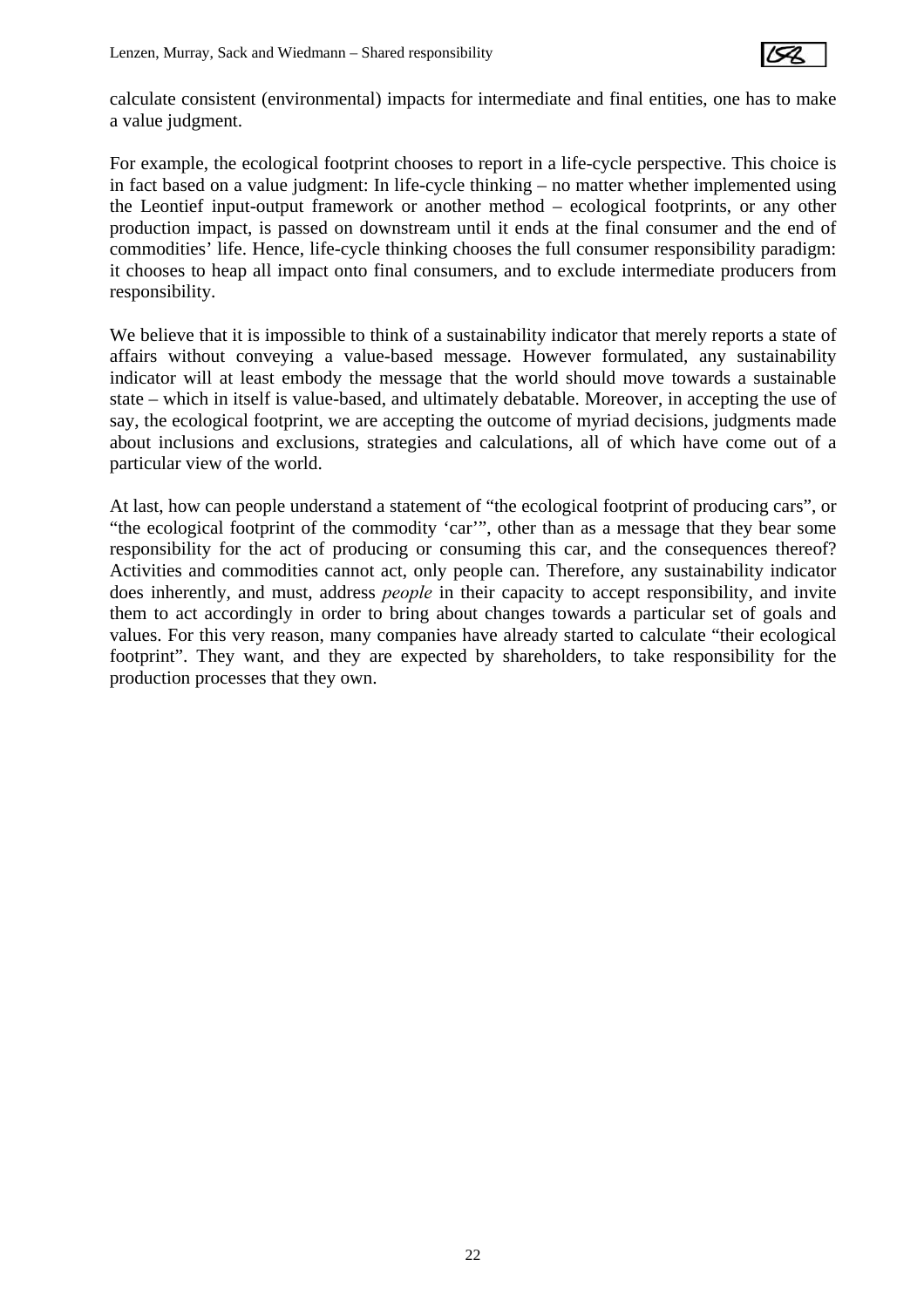calculate consistent (environmental) impacts for intermediate and final entities, one has to make a value judgment.

For example, the ecological footprint chooses to report in a life-cycle perspective. This choice is in fact based on a value judgment: In life-cycle thinking – no matter whether implemented using the Leontief input-output framework or another method – ecological footprints, or any other production impact, is passed on downstream until it ends at the final consumer and the end of commodities' life. Hence, life-cycle thinking chooses the full consumer responsibility paradigm: it chooses to heap all impact onto final consumers, and to exclude intermediate producers from responsibility.

We believe that it is impossible to think of a sustainability indicator that merely reports a state of affairs without conveying a value-based message. However formulated, any sustainability indicator will at least embody the message that the world should move towards a sustainable state – which in itself is value-based, and ultimately debatable. Moreover, in accepting the use of say, the ecological footprint, we are accepting the outcome of myriad decisions, judgments made about inclusions and exclusions, strategies and calculations, all of which have come out of a particular view of the world.

At last, how can people understand a statement of "the ecological footprint of producing cars", or "the ecological footprint of the commodity 'car'", other than as a message that they bear some responsibility for the act of producing or consuming this car, and the consequences thereof? Activities and commodities cannot act, only people can. Therefore, any sustainability indicator does inherently, and must, address *people* in their capacity to accept responsibility, and invite them to act accordingly in order to bring about changes towards a particular set of goals and values. For this very reason, many companies have already started to calculate "their ecological footprint". They want, and they are expected by shareholders, to take responsibility for the production processes that they own.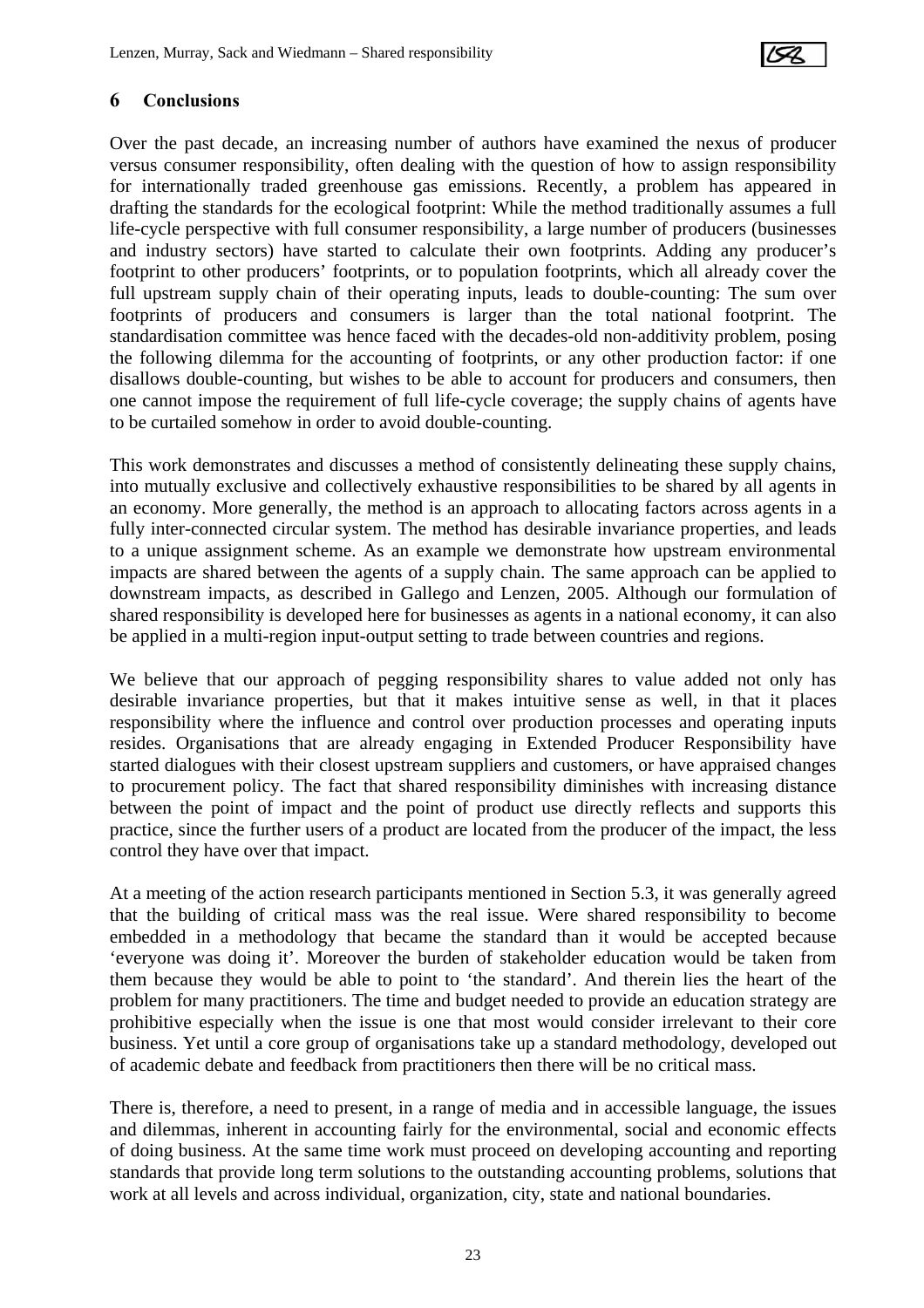## 6 Conclusions

Over the past decade, an increasing number of authors have examined the nexus of producer versus consumer responsibility, often dealing with the question of how to assign responsibility for internationally traded greenhouse gas emissions. Recently, a problem has appeared in drafting the standards for the ecological footprint: While the method traditionally assumes a full life-cycle perspective with full consumer responsibility, a large number of producers (businesses and industry sectors) have started to calculate their own footprints. Adding any producer's footprint to other producers' footprints, or to population footprints, which all already cover the full upstream supply chain of their operating inputs, leads to double-counting: The sum over footprints of producers and consumers is larger than the total national footprint. The standardisation committee was hence faced with the decades-old non-additivity problem, posing the following dilemma for the accounting of footprints, or any other production factor: if one disallows double-counting, but wishes to be able to account for producers and consumers, then one cannot impose the requirement of full life-cycle coverage; the supply chains of agents have to be curtailed somehow in order to avoid double-counting.

This work demonstrates and discusses a method of consistently delineating these supply chains, into mutually exclusive and collectively exhaustive responsibilities to be shared by all agents in an economy. More generally, the method is an approach to allocating factors across agents in a fully inter-connected circular system. The method has desirable invariance properties, and leads to a unique assignment scheme. As an example we demonstrate how upstream environmental impacts are shared between the agents of a supply chain. The same approach can be applied to downstream impacts, as described in Gallego and Lenzen, 2005. Although our formulation of shared responsibility is developed here for businesses as agents in a national economy, it can also be applied in a multi-region input-output setting to trade between countries and regions.

We believe that our approach of pegging responsibility shares to value added not only has desirable invariance properties, but that it makes intuitive sense as well, in that it places responsibility where the influence and control over production processes and operating inputs resides. Organisations that are already engaging in Extended Producer Responsibility have started dialogues with their closest upstream suppliers and customers, or have appraised changes to procurement policy. The fact that shared responsibility diminishes with increasing distance between the point of impact and the point of product use directly reflects and supports this practice, since the further users of a product are located from the producer of the impact, the less control they have over that impact.

At a meeting of the action research participants mentioned in Section 5.3, it was generally agreed that the building of critical mass was the real issue. Were shared responsibility to become embedded in a methodology that became the standard than it would be accepted because 'everyone was doing it'. Moreover the burden of stakeholder education would be taken from them because they would be able to point to 'the standard'. And therein lies the heart of the problem for many practitioners. The time and budget needed to provide an education strategy are prohibitive especially when the issue is one that most would consider irrelevant to their core business. Yet until a core group of organisations take up a standard methodology, developed out of academic debate and feedback from practitioners then there will be no critical mass.

There is, therefore, a need to present, in a range of media and in accessible language, the issues and dilemmas, inherent in accounting fairly for the environmental, social and economic effects of doing business. At the same time work must proceed on developing accounting and reporting standards that provide long term solutions to the outstanding accounting problems, solutions that work at all levels and across individual, organization, city, state and national boundaries.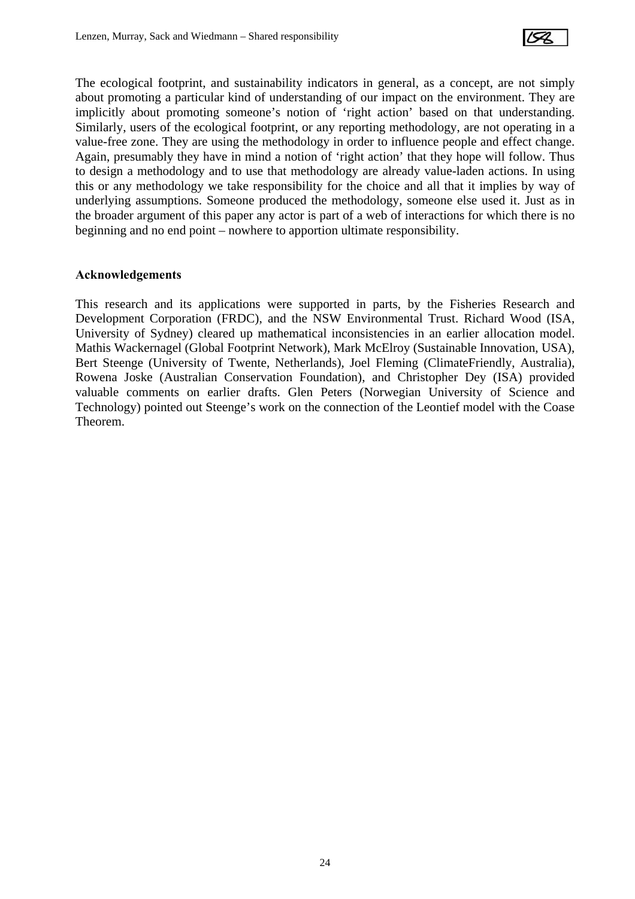The ecological footprint, and sustainability indicators in general, as a concept, are not simply about promoting a particular kind of understanding of our impact on the environment. They are implicitly about promoting someone's notion of 'right action' based on that understanding. Similarly, users of the ecological footprint, or any reporting methodology, are not operating in a value-free zone. They are using the methodology in order to influence people and effect change. Again, presumably they have in mind a notion of 'right action' that they hope will follow. Thus to design a methodology and to use that methodology are already value-laden actions. In using this or any methodology we take responsibility for the choice and all that it implies by way of underlying assumptions. Someone produced the methodology, someone else used it. Just as in the broader argument of this paper any actor is part of a web of interactions for which there is no beginning and no end point – nowhere to apportion ultimate responsibility.

### Acknowledgements

This research and its applications were supported in parts, by the Fisheries Research and Development Corporation (FRDC), and the NSW Environmental Trust. Richard Wood (ISA, University of Sydney) cleared up mathematical inconsistencies in an earlier allocation model. Mathis Wackernagel (Global Footprint Network), Mark McElroy (Sustainable Innovation, USA), Bert Steenge (University of Twente, Netherlands), Joel Fleming (ClimateFriendly, Australia), Rowena Joske (Australian Conservation Foundation), and Christopher Dey (ISA) provided valuable comments on earlier drafts. Glen Peters (Norwegian University of Science and Technology) pointed out Steenge's work on the connection of the Leontief model with the Coase Theorem.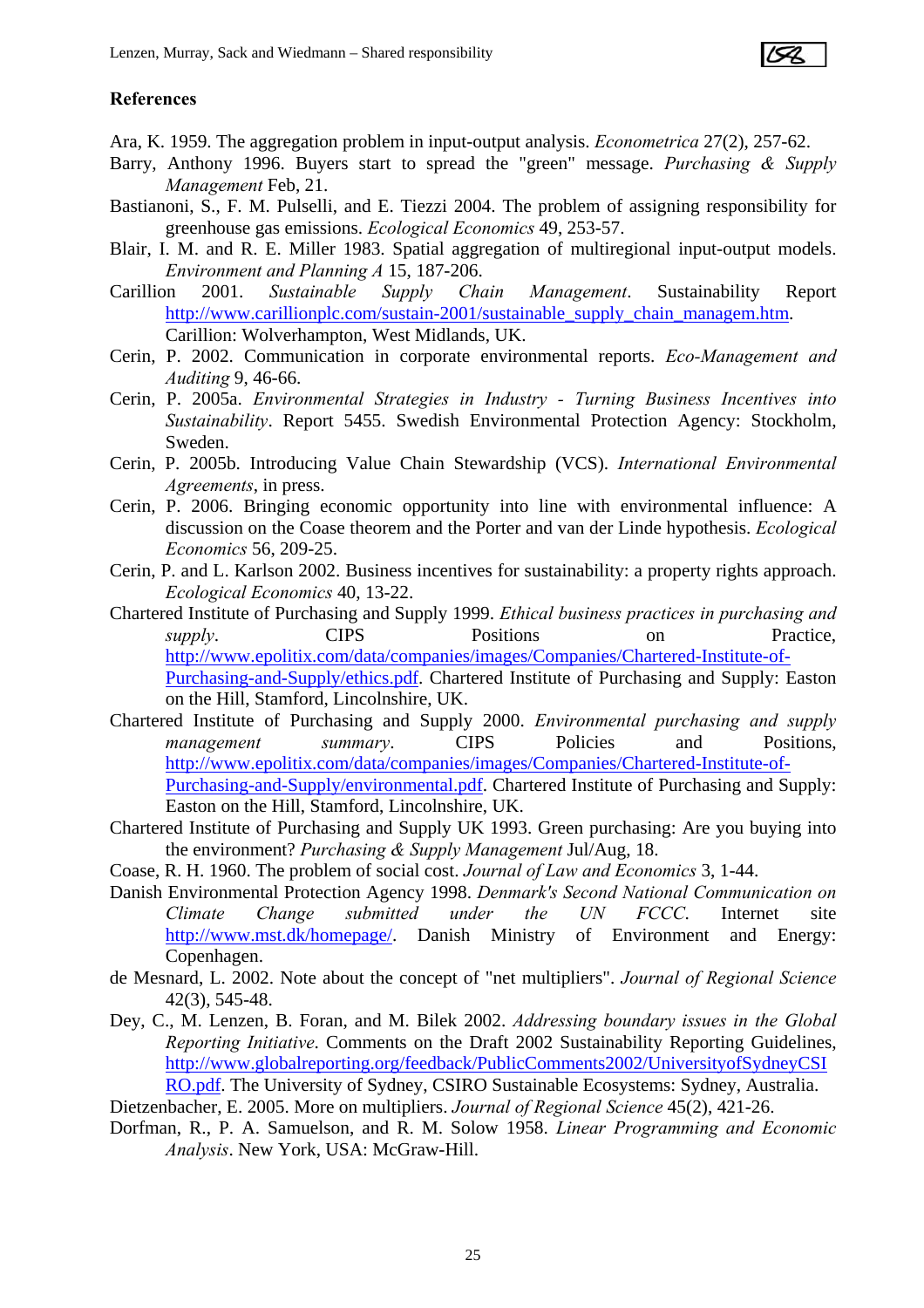**References**

Ara, K. 1959. The aggregation problem in input-output analysis. *Econometrica* 27(2), 257-62.

Barry, Anthony 1996. Buyers start to spread the "green" message. *Purchasing & Supply Management* Feb, 21.

Bastianoni, S., F. M. Pulselli, and E. Tiezzi 2004. The problem of assigning responsibility for greenhouse gas emissions. *Ecological Economics* 49, 253-57.

Blair, I. M. and R. E. Miller 1983. Spatial aggregation of multiregional input-output models. *Environment and Planning A* 15, 187-206.

Carillion 2001. *Sustainable Supply Chain Management*. Sustainability Report http://www.carillionplc.com/sustain-2001/sustainable_supply_chain_managem.htm. Carillion: Wolverhampton, West Midlands, UK.

Cerin, P. 2002. Communication in corporate environmental reports. *Eco-Management and Auditing* 9, 46-66.

Cerin, P. 2005a. *Environmental Strategies in Industry - Turning Business Incentives into Sustainability*. Report 5455. Swedish Environmental Protection Agency: Stockholm, Sweden.

Cerin, P. 2005b. Introducing Value Chain Stewardship (VCS). *International Environmental Agreements*, in press.

Cerin, P. 2006. Bringing economic opportunity into line with environmental influence: A discussion on the Coase theorem and the Porter and van der Linde hypothesis. *Ecological Economics* 56, 209-25.

Cerin, P. and L. Karlson 2002. Business incentives for sustainability: a property rights approach. *Ecological Economics* 40, 13-22.

Chartered Institute of Purchasing and Supply 1999. *Ethical business practices in purchasing and supply*. CIPS Positions on Practice, http://www.epolitix.com/data/companies/images/Companies/Chartered-Institute-of-Purchasing-and-Supply/ethics.pdf. Chartered Institute of Purchasing and Supply: Easton on the Hill, Stamford, Lincolnshire, UK.

Chartered Institute of Purchasing and Supply 2000. *Environmental purchasing and supply management summary*. CIPS Policies and Positions, http://www.epolitix.com/data/companies/images/Companies/Chartered-Institute-of-Purchasing-and-Supply/environmental.pdf. Chartered Institute of Purchasing and Supply: Easton on the Hill, Stamford, Lincolnshire, UK.

Chartered Institute of Purchasing and Supply UK 1993. Green purchasing: Are you buying into the environment? *Purchasing & Supply Management* Jul/Aug, 18.

Coase, R. H. 1960. The problem of social cost. *Journal of Law and Economics* 3, 1-44.

Danish Environmental Protection Agency 1998. *Denmark's Second National Communication on Climate Change submitted under the UN FCCC.* Internet site http://www.mst.dk/homepage/. Danish Ministry of Environment and Energy: Copenhagen.

de Mesnard, L. 2002. Note about the concept of "net multipliers". *Journal of Regional Science* 42(3), 545-48.

Dey, C., M. Lenzen, B. Foran, and M. Bilek 2002. *Addressing boundary issues in the Global Reporting Initiative*. Comments on the Draft 2002 Sustainability Reporting Guidelines, http://www.globalreporting.org/feedback/PublicComments2002/UniversityofSydneyCSIRO.pdf. The University of Sydney, CSIRO Sustainable Ecosystems: Sydney, Australia.

Dietzenbacher, E. 2005. More on multipliers. *Journal of Regional Science* 45(2), 421-26.

Dorfman, R., P. A. Samuelson, and R. M. Solow 1958. *Linear Programming and Economic Analysis*. New York, USA: McGraw-Hill.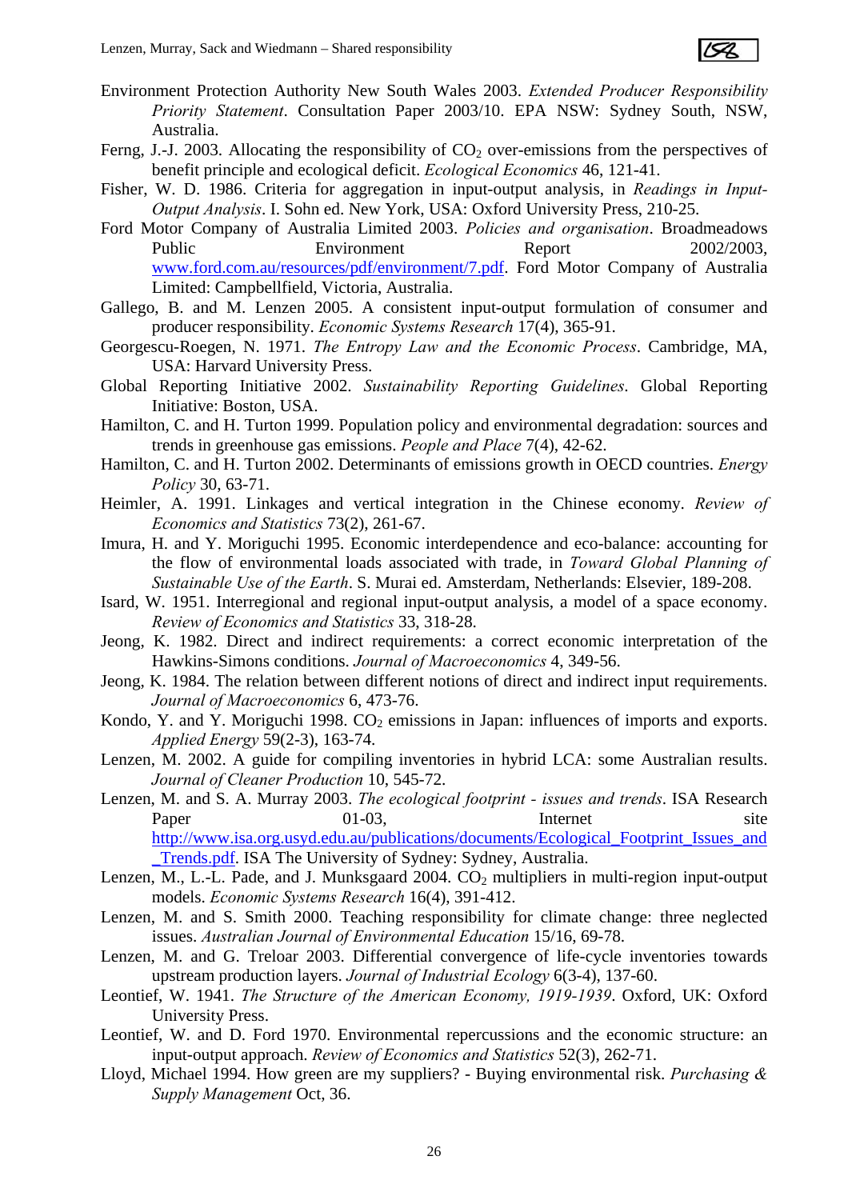Environment Protection Authority New South Wales 2003. *Extended Producer Responsibility Priority Statement*. Consultation Paper 2003/10. EPA NSW: Sydney South, NSW, Australia.

Ferng, J.-J. 2003. Allocating the responsibility of $CO_2$ over-emissions from the perspectives of benefit principle and ecological deficit. *Ecological Economics* 46, 121-41.

Fisher, W. D. 1986. Criteria for aggregation in input-output analysis, in *Readings in Input-Output Analysis*. I. Sohn ed. New York, USA: Oxford University Press, 210-25.

Ford Motor Company of Australia Limited 2003. *Policies and organisation*. Broadmeadows Public Environment Report 2002/2003, www.ford.com.au/resources/pdf/environment/7.pdf. Ford Motor Company of Australia Limited: Campbellfield, Victoria, Australia.

Gallego, B. and M. Lenzen 2005. A consistent input-output formulation of consumer and producer responsibility. *Economic Systems Research* 17(4), 365-91.

Georgescu-Roegen, N. 1971. *The Entropy Law and the Economic Process*. Cambridge, MA, USA: Harvard University Press.

Global Reporting Initiative 2002. *Sustainability Reporting Guidelines*. Global Reporting Initiative: Boston, USA.

Hamilton, C. and H. Turton 1999. Population policy and environmental degradation: sources and trends in greenhouse gas emissions. *People and Place* 7(4), 42-62.

Hamilton, C. and H. Turton 2002. Determinants of emissions growth in OECD countries. *Energy Policy* 30, 63-71.

Heimler, A. 1991. Linkages and vertical integration in the Chinese economy. *Review of Economics and Statistics* 73(2), 261-67.

Imura, H. and Y. Moriguchi 1995. Economic interdependence and eco-balance: accounting for the flow of environmental loads associated with trade, in *Toward Global Planning of Sustainable Use of the Earth*. S. Murai ed. Amsterdam, Netherlands: Elsevier, 189-208.

Isard, W. 1951. Interregional and regional input-output analysis, a model of a space economy. *Review of Economics and Statistics* 33, 318-28.

Jeong, K. 1982. Direct and indirect requirements: a correct economic interpretation of the Hawkins-Simons conditions. *Journal of Macroeconomics* 4, 349-56.

Jeong, K. 1984. The relation between different notions of direct and indirect input requirements. *Journal of Macroeconomics* 6, 473-76.

Kondo, Y. and Y. Moriguchi 1998. $CO_2$ emissions in Japan: influences of imports and exports. *Applied Energy* 59(2-3), 163-74.

Lenzen, M. 2002. A guide for compiling inventories in hybrid LCA: some Australian results. *Journal of Cleaner Production* 10, 545-72.

Lenzen, M. and S. A. Murray 2003. *The ecological footprint - issues and trends*. ISA Research Paper 01-03, Internet site http://www.isa.org.usyd.edu.au/publications/documents/Ecological_Footprint_Issues_and_Trends.pdf. ISA The University of Sydney: Sydney, Australia.

Lenzen, M., L.-L. Pade, and J. Munksgaard 2004. $CO_2$ multipliers in multi-region input-output models. *Economic Systems Research* 16(4), 391-412.

Lenzen, M. and S. Smith 2000. Teaching responsibility for climate change: three neglected issues. *Australian Journal of Environmental Education* 15/16, 69-78.

Lenzen, M. and G. Treloar 2003. Differential convergence of life-cycle inventories towards upstream production layers. *Journal of Industrial Ecology* 6(3-4), 137-60.

Leontief, W. 1941. *The Structure of the American Economy, 1919-1939*. Oxford, UK: Oxford University Press.

Leontief, W. and D. Ford 1970. Environmental repercussions and the economic structure: an input-output approach. *Review of Economics and Statistics* 52(3), 262-71.

Lloyd, Michael 1994. How green are my suppliers? - Buying environmental risk. *Purchasing & Supply Management* Oct, 36.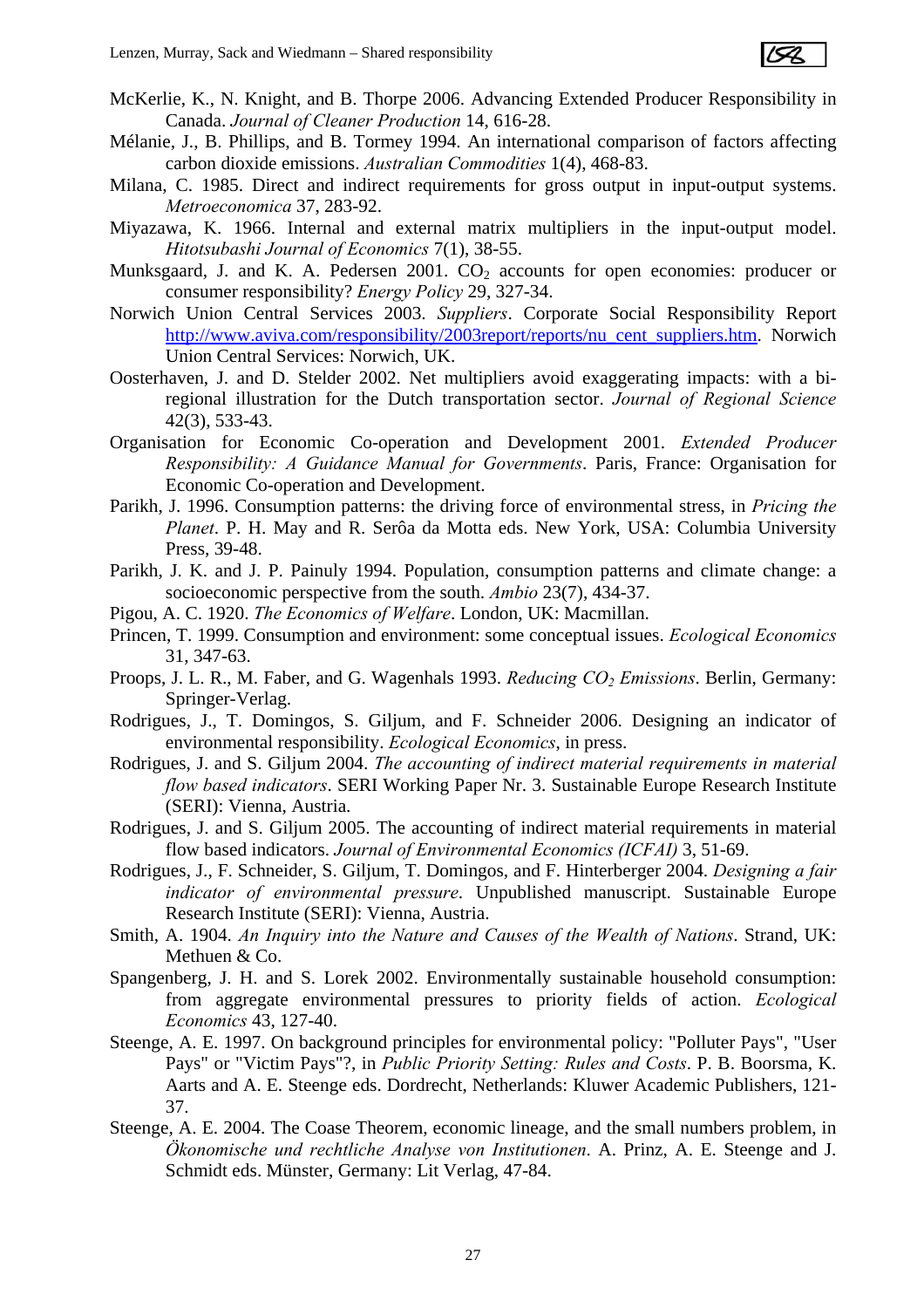McKerlie, K., N. Knight, and B. Thorpe 2006. Advancing Extended Producer Responsibility in Canada. *Journal of Cleaner Production* 14, 616-28.

Mélanie, J., B. Phillips, and B. Tormey 1994. An international comparison of factors affecting carbon dioxide emissions. *Australian Commodities* 1(4), 468-83.

Milana, C. 1985. Direct and indirect requirements for gross output in input-output systems. *Metroeconomica* 37, 283-92.

Miyazawa, K. 1966. Internal and external matrix multipliers in the input-output model. *Hitotsubashi Journal of Economics* 7(1), 38-55.

Munksgaard, J. and K. A. Pedersen 2001. $CO_2$ accounts for open economies: producer or consumer responsibility? *Energy Policy* 29, 327-34.

Norwich Union Central Services 2003. *Suppliers*. Corporate Social Responsibility Report http://www.aviva.com/responsibility/2003report/reports/nu_cent_suppliers.htm. Norwich Union Central Services: Norwich, UK.

Oosterhaven, J. and D. Stelder 2002. Net multipliers avoid exaggerating impacts: with a bi-regional illustration for the Dutch transportation sector. *Journal of Regional Science* 42(3), 533-43.

Organisation for Economic Co-operation and Development 2001. *Extended Producer Responsibility: A Guidance Manual for Governments*. Paris, France: Organisation for Economic Co-operation and Development.

Parikh, J. 1996. Consumption patterns: the driving force of environmental stress, in *Pricing the Planet*. P. H. May and R. Serôa da Motta eds. New York, USA: Columbia University Press, 39-48.

Parikh, J. K. and J. P. Painuly 1994. Population, consumption patterns and climate change: a socioeconomic perspective from the south. *Ambio* 23(7), 434-37.

Pigou, A. C. 1920. *The Economics of Welfare*. London, UK: Macmillan.

Princen, T. 1999. Consumption and environment: some conceptual issues. *Ecological Economics* 31, 347-63.

Proops, J. L. R., M. Faber, and G. Wagenhals 1993. *Reducing $CO_2$ Emissions*. Berlin, Germany: Springer-Verlag.

Rodrigues, J., T. Domingos, S. Giljum, and F. Schneider 2006. Designing an indicator of environmental responsibility. *Ecological Economics*, in press.

Rodrigues, J. and S. Giljum 2004. *The accounting of indirect material requirements in material flow based indicators*. SERI Working Paper Nr. 3. Sustainable Europe Research Institute (SERI): Vienna, Austria.

Rodrigues, J. and S. Giljum 2005. The accounting of indirect material requirements in material flow based indicators. *Journal of Environmental Economics (ICFAI)* 3, 51-69.

Rodrigues, J., F. Schneider, S. Giljum, T. Domingos, and F. Hinterberger 2004. *Designing a fair indicator of environmental pressure*. Unpublished manuscript. Sustainable Europe Research Institute (SERI): Vienna, Austria.

Smith, A. 1904. *An Inquiry into the Nature and Causes of the Wealth of Nations*. Strand, UK: Methuen & Co.

Spangenberg, J. H. and S. Lorek 2002. Environmentally sustainable household consumption: from aggregate environmental pressures to priority fields of action. *Ecological Economics* 43, 127-40.

Steenge, A. E. 1997. On background principles for environmental policy: "Polluter Pays", "User Pays" or "Victim Pays"?, in *Public Priority Setting: Rules and Costs*. P. B. Boorsma, K. Aarts and A. E. Steenge eds. Dordrecht, Netherlands: Kluwer Academic Publishers, 121-37.

Steenge, A. E. 2004. The Coase Theorem, economic lineage, and the small numbers problem, in *Ökonomische und rechtliche Analyse von Institutionen*. A. Prinz, A. E. Steenge and J. Schmidt eds. Münster, Germany: Lit Verlag, 47-84.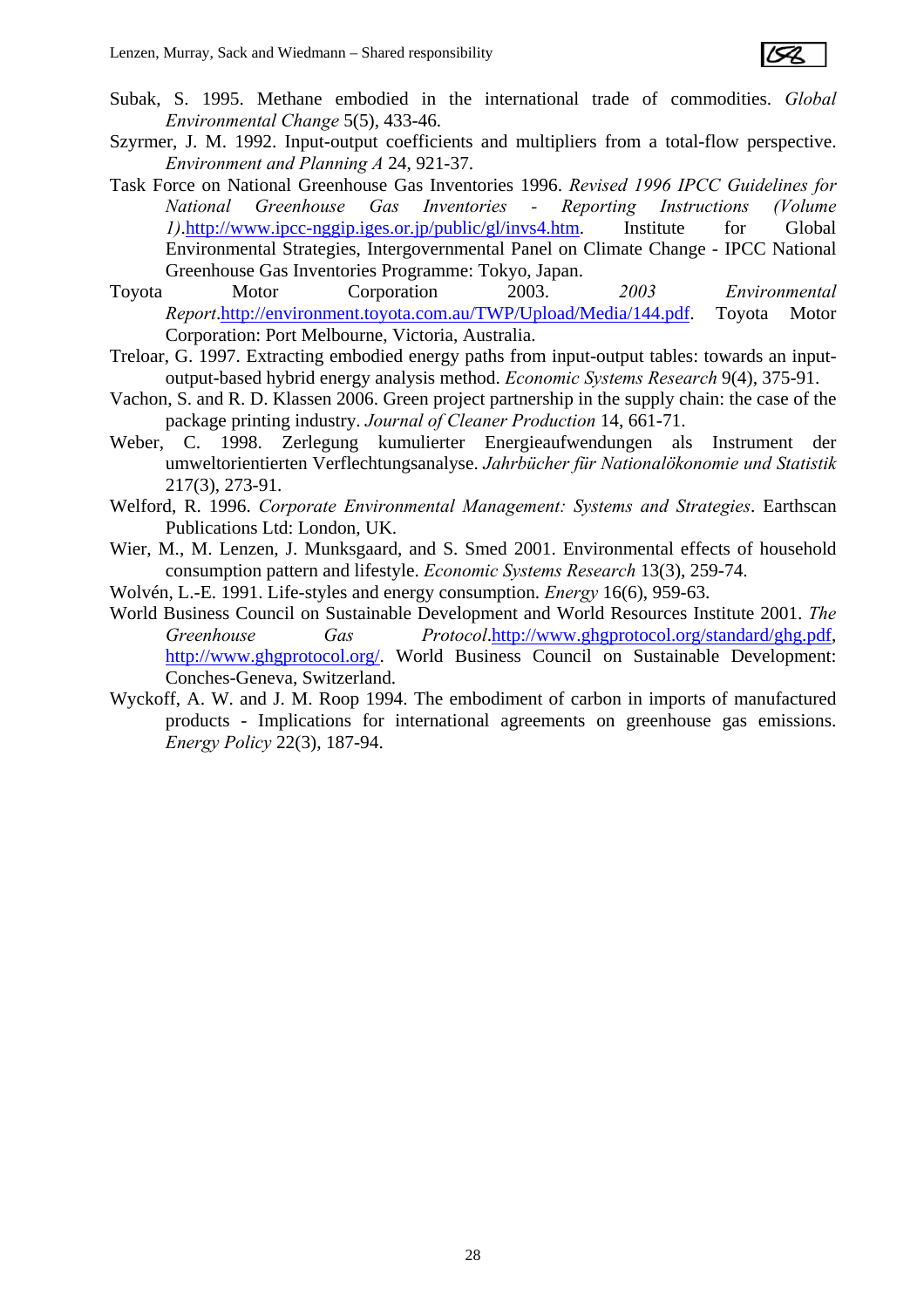Subak, S. 1995. Methane embodied in the international trade of commodities. *Global Environmental Change* 5(5), 433-46.

Szyrmer, J. M. 1992. Input-output coefficients and multipliers from a total-flow perspective. *Environment and Planning A* 24, 921-37.

Task Force on National Greenhouse Gas Inventories 1996. *Revised 1996 IPCC Guidelines for National Greenhouse Gas Inventories - Reporting Instructions (Volume 1)*.http://www.ipcc-nggip.iges.or.jp/public/gl/invs4.htm. Institute for Global Environmental Strategies, Intergovernmental Panel on Climate Change - IPCC National Greenhouse Gas Inventories Programme: Tokyo, Japan.

Toyota Motor Corporation 2003. *2003 Environmental Report*.http://environment.toyota.com.au/TWP/Upload/Media/144.pdf. Toyota Motor Corporation: Port Melbourne, Victoria, Australia.

Treloar, G. 1997. Extracting embodied energy paths from input-output tables: towards an input-output-based hybrid energy analysis method. *Economic Systems Research* 9(4), 375-91.

Vachon, S. and R. D. Klassen 2006. Green project partnership in the supply chain: the case of the package printing industry. *Journal of Cleaner Production* 14, 661-71.

Weber, C. 1998. Zerlegung kumulierter Energieaufwendungen als Instrument der umweltorientierten Verflechtungsanalyse. *Jahrbücher für Nationalökonomie und Statistik* 217(3), 273-91.

Welford, R. 1996. *Corporate Environmental Management: Systems and Strategies*. Earthscan Publications Ltd: London, UK.

Wier, M., M. Lenzen, J. Munksgaard, and S. Smed 2001. Environmental effects of household consumption pattern and lifestyle. *Economic Systems Research* 13(3), 259-74.

Wolvén, L.-E. 1991. Life-styles and energy consumption. *Energy* 16(6), 959-63.

World Business Council on Sustainable Development and World Resources Institute 2001. *The Greenhouse Gas Protocol*.http://www.ghgprotocol.org/standard/ghg.pdf, http://www.ghgprotocol.org/. World Business Council on Sustainable Development: Conches-Geneva, Switzerland.

Wyckoff, A. W. and J. M. Roop 1994. The embodiment of carbon in imports of manufactured products - Implications for international agreements on greenhouse gas emissions. *Energy Policy* 22(3), 187-94.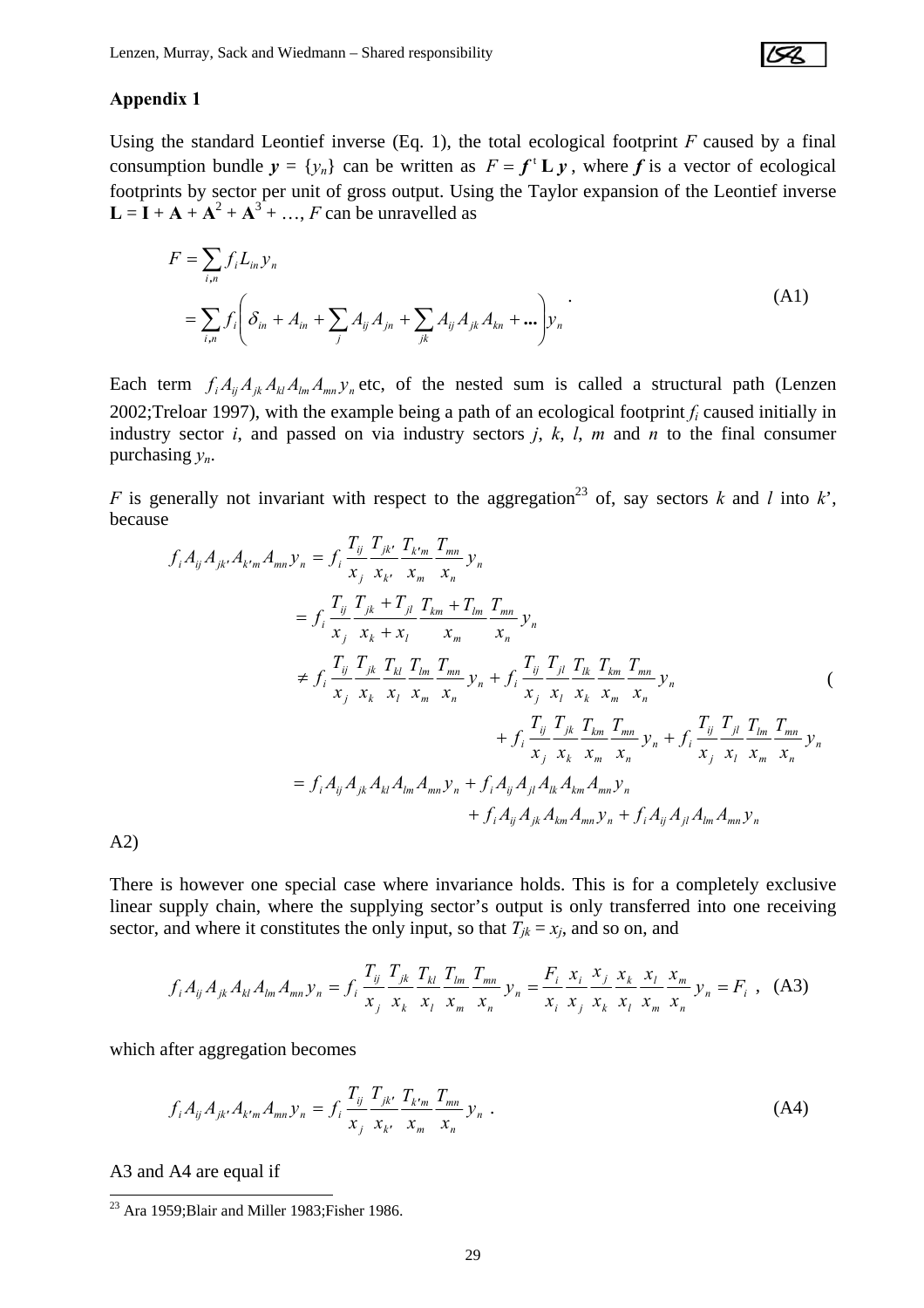## Appendix 1

Using the standard Leontief inverse (Eq. 1), the total ecological footprint $F$ caused by a final consumption bundle $\boldsymbol{y} = \{y_n\}$ can be written as $F = \boldsymbol{f}^{\,t}\,\mathbf{L}\,\boldsymbol{y}$, where $\boldsymbol{f}$ is a vector of ecological footprints by sector per unit of gross output. Using the Taylor expansion of the Leontief inverse $\mathbf{L} = \mathbf{I} + \mathbf{A} + \mathbf{A}^2 + \mathbf{A}^3 + \ldots$, $F$ can be unravelled as

$$
\begin{aligned}
F &= \sum_{i,n} f_i L_{in} y_n \\
&= \sum_{i,n} f_i \left( \delta_{in} + A_{in} + \sum_j A_{ij} A_{jn} + \sum_{jk} A_{ij} A_{jk} A_{kn} + \ldots \right) y_n
\end{aligned} \quad . \tag{A1}
$$

Each term $f_i A_{ij} A_{jk} A_{kl} A_{lm} A_{mn} y_n$ etc, of the nested sum is called a structural path (Lenzen 2002;Treloar 1997), with the example being a path of an ecological footprint $f_i$ caused initially in industry sector $i$, and passed on via industry sectors $j$, $k$, $l$, $m$ and $n$ to the final consumer purchasing $y_n$.

$F$ is generally not invariant with respect to the aggregation[23] of, say sectors $k$ and $l$ into $k'$, because

$$
\begin{aligned}
f_i A_{ij} A_{jk'} A_{k'm} A_{mn} y_n &= f_i \frac{T_{ij}}{x_j} \frac{T_{jk'}}{x_{k'}} \frac{T_{k'm}}{x_m} \frac{T_{mn}}{x_n} y_n \\
&= f_i \frac{T_{ij}}{x_j} \frac{T_{jk} + T_{jl}}{x_k + x_l} \frac{T_{km} + T_{lm}}{x_m} \frac{T_{mn}}{x_n} y_n \\
&\neq f_i \frac{T_{ij}}{x_j} \frac{T_{jk}}{x_k} \frac{T_{kl}}{x_l} \frac{T_{lm}}{x_m} \frac{T_{mn}}{x_n} y_n + f_i \frac{T_{ij}}{x_j} \frac{T_{jl}}{x_l} \frac{T_{lk}}{x_k} \frac{T_{km}}{x_m} \frac{T_{mn}}{x_n} y_n \\
&\qquad + f_i \frac{T_{ij}}{x_j} \frac{T_{jk}}{x_k} \frac{T_{km}}{x_m} \frac{T_{mn}}{x_n} y_n + f_i \frac{T_{ij}}{x_j} \frac{T_{jl}}{x_l} \frac{T_{lm}}{x_m} \frac{T_{mn}}{x_n} y_n \\
&= f_i A_{ij} A_{jk} A_{kl} A_{lm} A_{mn} y_n + f_i A_{ij} A_{jl} A_{lk} A_{km} A_{mn} y_n \\
&\qquad + f_i A_{ij} A_{jk} A_{km} A_{mn} y_n + f_i A_{ij} A_{jl} A_{lm} A_{mn} y_n
\end{aligned} \tag{A2}
$$

There is however one special case where invariance holds. This is for a completely exclusive linear supply chain, where the supplying sector's output is only transferred into one receiving sector, and where it constitutes the only input, so that $T_{jk} = x_j$, and so on, and

$$
f_i A_{ij} A_{jk} A_{kl} A_{lm} A_{mn} y_n = f_i \frac{T_{ij}}{x_j} \frac{T_{jk}}{x_k} \frac{T_{kl}}{x_l} \frac{T_{lm}}{x_m} \frac{T_{mn}}{x_n} y_n = \frac{F_i}{x_i} \frac{x_i}{x_j} \frac{x_j}{x_k} \frac{x_k}{x_l} \frac{x_l}{x_m} \frac{x_m}{x_n} y_n = F_i \ , \tag{A3}
$$

which after aggregation becomes

$$
f_i A_{ij} A_{jk'} A_{k'm} A_{mn} y_n = f_i \frac{T_{ij}}{x_j} \frac{T_{jk'}}{x_{k'}} \frac{T_{k'm}}{x_m} \frac{T_{mn}}{x_n} y_n \ . \tag{A4}
$$

A3 and A4 are equal if

[23] Ara 1959;Blair and Miller 1983;Fisher 1986.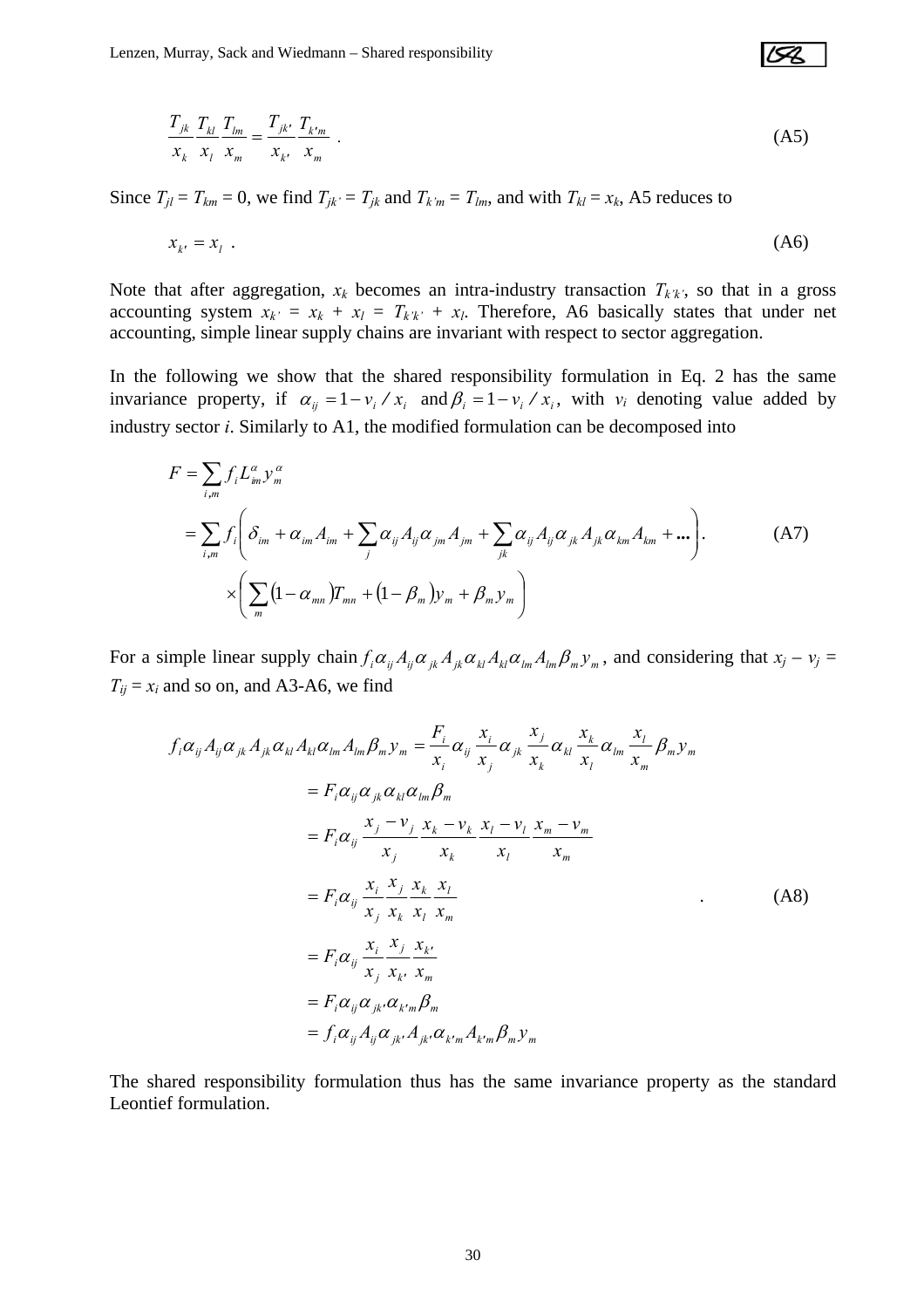$$\frac{T_{jk}}{x_k}\frac{T_{kl}}{x_l}\frac{T_{lm}}{x_m} = \frac{T_{jk'}}{x_{k'}}\frac{T_{k'm}}{x_m} \ . \tag{A5}$$

Since $T_{jl} = T_{km} = 0$, we find $T_{jk'} = T_{jk}$ and $T_{k'm} = T_{lm}$, and with $T_{kl} = x_k$, A5 reduces to

$$x_{k'} = x_l \ . \tag{A6}$$

Note that after aggregation, $x_k$ becomes an intra-industry transaction $T_{k'k'}$, so that in a gross accounting system $x_{k'} = x_k + x_l = T_{k'k'} + x_l$. Therefore, A6 basically states that under net accounting, simple linear supply chains are invariant with respect to sector aggregation.

In the following we show that the shared responsibility formulation in Eq. 2 has the same invariance property, if $\alpha_{ij} = 1 - v_i / x_i$ and $\beta_i = 1 - v_i / x_i$, with $v_i$ denoting value added by industry sector $i$. Similarly to A1, the modified formulation can be decomposed into

$$\begin{aligned} F &= \sum_{i,m} f_i L^{\alpha}_{im} y^{\alpha}_m \\ &= \sum_{i,m} f_i \left( \delta_{im} + \alpha_{im} A_{im} + \sum_j \alpha_{ij} A_{ij} \alpha_{jm} A_{jm} + \sum_{jk} \alpha_{ij} A_{ij} \alpha_{jk} A_{jk} \alpha_{km} A_{km} + \ldots \right) . \\ &\quad \times \left( \sum_m (1 - \alpha_{mn}) T_{mn} + (1 - \beta_m) y_m + \beta_m y_m \right) \end{aligned} \tag{A7}$$

For a simple linear supply chain $f_i \alpha_{ij} A_{ij} \alpha_{jk} A_{jk} \alpha_{kl} A_{kl} \alpha_{lm} A_{lm} \beta_m y_m$, and considering that $x_j - v_j = T_{ij} = x_i$ and so on, and A3-A6, we find

$$\begin{aligned} f_i \alpha_{ij} A_{ij} \alpha_{jk} A_{jk} \alpha_{kl} A_{kl} \alpha_{lm} A_{lm} \beta_m y_m &= \frac{F_i}{x_i} \alpha_{ij} \frac{x_i}{x_j} \alpha_{jk} \frac{x_j}{x_k} \alpha_{kl} \frac{x_k}{x_l} \alpha_{lm} \frac{x_l}{x_m} \beta_m y_m \\ &= F_i \alpha_{ij} \alpha_{jk} \alpha_{kl} \alpha_{lm} \beta_m \\ &= F_i \alpha_{ij} \frac{x_j - v_j}{x_j} \frac{x_k - v_k}{x_k} \frac{x_l - v_l}{x_l} \frac{x_m - v_m}{x_m} \\ &= F_i \alpha_{ij} \frac{x_i}{x_j} \frac{x_j}{x_k} \frac{x_k}{x_l} \frac{x_l}{x_m} \\ &= F_i \alpha_{ij} \frac{x_i}{x_j} \frac{x_j}{x_{k'}} \frac{x_{k'}}{x_m} \\ &= F_i \alpha_{ij} \alpha_{jk'} \alpha_{k'm} \beta_m \\ &= f_i \alpha_{ij} A_{ij} \alpha_{jk'} A_{jk'} \alpha_{k'm} A_{k'm} \beta_m y_m \end{aligned} \ . \tag{A8}$$

The shared responsibility formulation thus has the same invariance property as the standard Leontief formulation.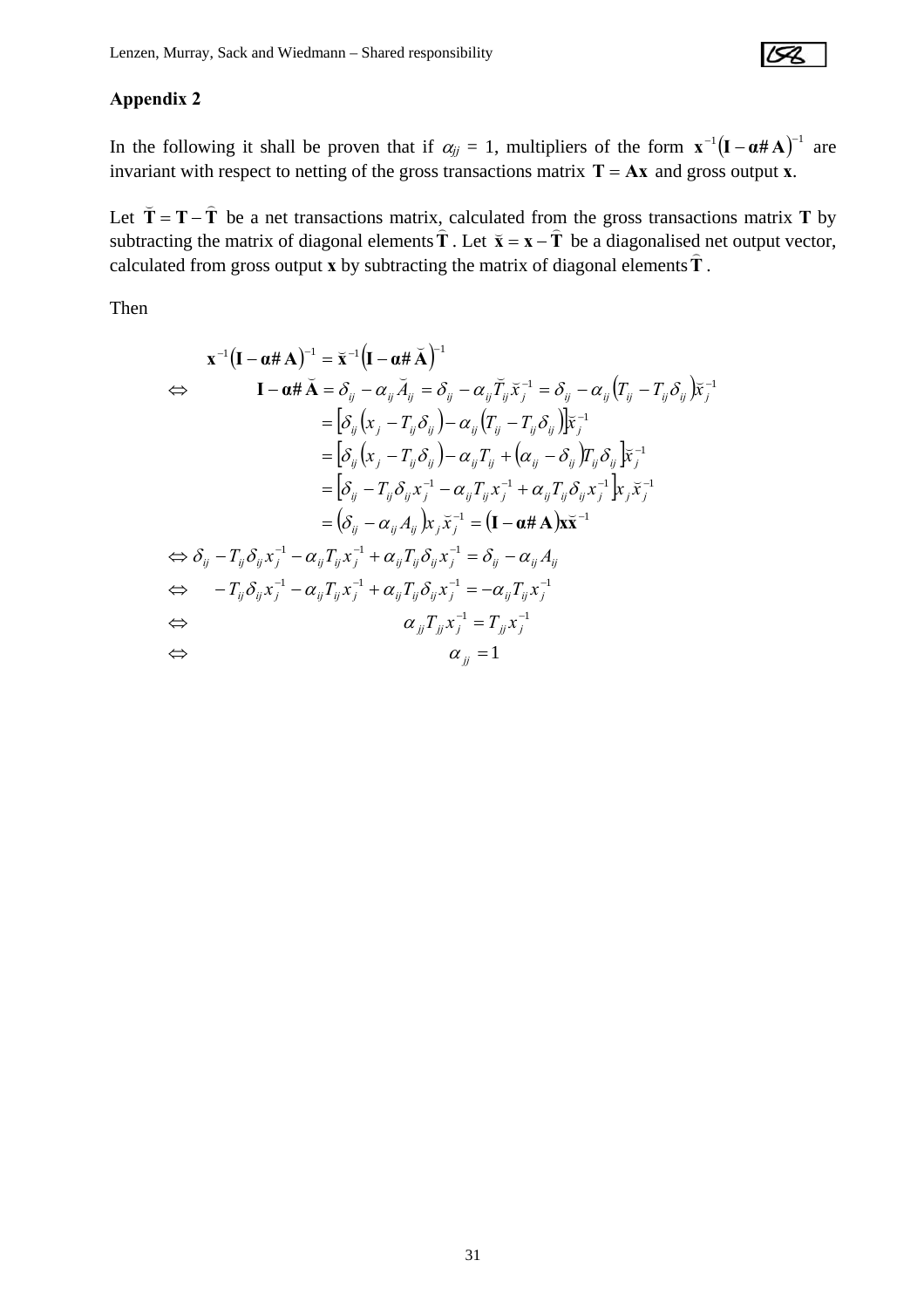## Appendix 2

In the following it shall be proven that if $\alpha_{jj}$ = 1, multipliers of the form $\mathbf{x}^{-1}(\mathbf{I}-\boldsymbol{\alpha}\#\mathbf{A})^{-1}$ are invariant with respect to netting of the gross transactions matrix $\mathbf{T}=\mathbf{A}\mathbf{x}$ and gross output **x**.

Let $\breve{\mathbf{T}}=\mathbf{T}-\widehat{\mathbf{T}}$ be a net transactions matrix, calculated from the gross transactions matrix **T** by subtracting the matrix of diagonal elements $\widehat{\mathbf{T}}$. Let $\breve{\mathbf{x}}=\mathbf{x}-\widehat{\mathbf{T}}$ be a diagonalised net output vector, calculated from gross output **x** by subtracting the matrix of diagonal elements $\widehat{\mathbf{T}}$.

Then

$$
\begin{aligned}
& \mathbf{x}^{-1}(\mathbf{I}-\boldsymbol{\alpha}\#\mathbf{A})^{-1}=\breve{\mathbf{x}}^{-1}\left(\mathbf{I}-\boldsymbol{\alpha}\#\breve{\mathbf{A}}\right)^{-1} \\
\Leftrightarrow\quad & \mathbf{I}-\boldsymbol{\alpha}\#\breve{\mathbf{A}}=\delta_{ij}-\alpha_{ij}\breve{A}_{ij}=\delta_{ij}-\alpha_{ij}\breve{T}_{ij}\breve{x}_j^{-1}=\delta_{ij}-\alpha_{ij}\left(T_{ij}-T_{ij}\delta_{ij}\right)\breve{x}_j^{-1} \\
& =\left[\delta_{ij}\left(x_j-T_{ij}\delta_{ij}\right)-\alpha_{ij}\left(T_{ij}-T_{ij}\delta_{ij}\right)\right]\breve{x}_j^{-1} \\
& =\left[\delta_{ij}\left(x_j-T_{ij}\delta_{ij}\right)-\alpha_{ij}T_{ij}+\left(\alpha_{ij}-\delta_{ij}\right)T_{ij}\delta_{ij}\right]\breve{x}_j^{-1} \\
& =\left[\delta_{ij}-T_{ij}\delta_{ij}x_j^{-1}-\alpha_{ij}T_{ij}x_j^{-1}+\alpha_{ij}T_{ij}\delta_{ij}x_j^{-1}\right]x_j\breve{x}_j^{-1} \\
& =\left(\delta_{ij}-\alpha_{ij}A_{ij}\right)x_j\breve{x}_j^{-1}=(\mathbf{I}-\boldsymbol{\alpha}\#\mathbf{A})\mathbf{x}\breve{\mathbf{x}}^{-1} \\
\Leftrightarrow\quad & \delta_{ij}-T_{ij}\delta_{ij}x_j^{-1}-\alpha_{ij}T_{ij}x_j^{-1}+\alpha_{ij}T_{ij}\delta_{ij}x_j^{-1}=\delta_{ij}-\alpha_{ij}A_{ij} \\
\Leftrightarrow\quad & -T_{ij}\delta_{ij}x_j^{-1}-\alpha_{ij}T_{ij}x_j^{-1}+\alpha_{ij}T_{ij}\delta_{ij}x_j^{-1}=-\alpha_{ij}T_{ij}x_j^{-1} \\
\Leftrightarrow\quad & \alpha_{jj}T_{jj}x_j^{-1}=T_{jj}x_j^{-1} \\
\Leftrightarrow\quad & \alpha_{jj}=1
\end{aligned}
$$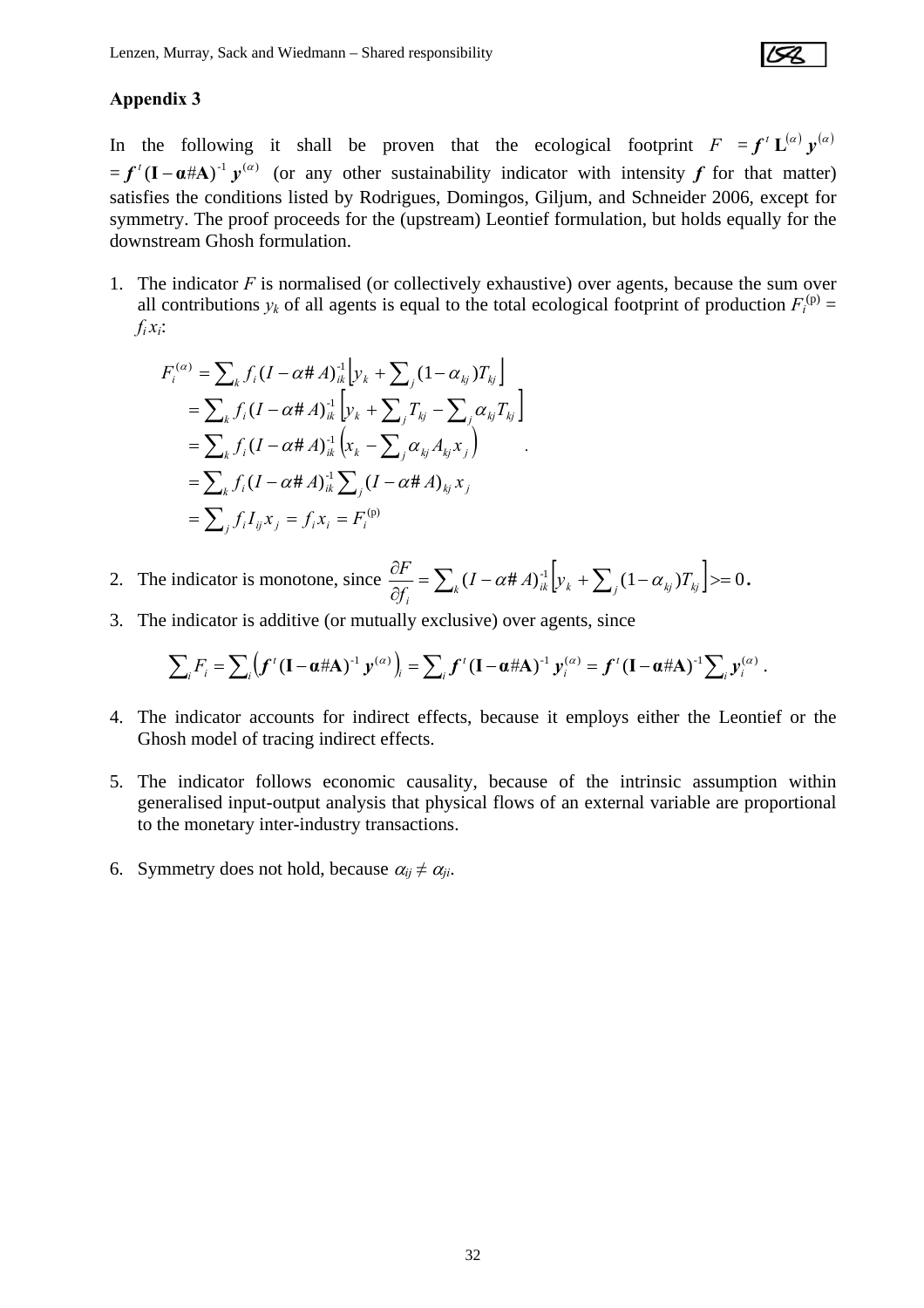## Appendix 3

In the following it shall be proven that the ecological footprint $F = \boldsymbol{f}^t\, \mathbf{L}^{(\alpha)}\, \boldsymbol{y}^{(\alpha)} = \boldsymbol{f}^t\, (\mathbf{I} - \boldsymbol{\alpha}\#\mathbf{A})^{-1}\, \boldsymbol{y}^{(\alpha)}$ (or any other sustainability indicator with intensity $\boldsymbol{f}$ for that matter) satisfies the conditions listed by Rodrigues, Domingos, Giljum, and Schneider 2006, except for symmetry. The proof proceeds for the (upstream) Leontief formulation, but holds equally for the downstream Ghosh formulation.

1. The indicator $F$ is normalised (or collectively exhaustive) over agents, because the sum over all contributions $y_k$ of all agents is equal to the total ecological footprint of production $F_i^{(\mathrm{p})} = f_i x_i$:

$$
\begin{aligned}
F_i^{(\alpha)} &= \sum\nolimits_k f_i (I - \alpha\# A)^{-1}_{ik} \left[ y_k + \sum\nolimits_j (1 - \alpha_{kj}) T_{kj} \right] \\
&= \sum\nolimits_k f_i (I - \alpha\# A)^{-1}_{ik} \left[ y_k + \sum\nolimits_j T_{kj} - \sum\nolimits_j \alpha_{kj} T_{kj} \right] \\
&= \sum\nolimits_k f_i (I - \alpha\# A)^{-1}_{ik} \left( x_k - \sum\nolimits_j \alpha_{kj} A_{kj} x_j \right) \\
&= \sum\nolimits_k f_i (I - \alpha\# A)^{-1}_{ik} \sum\nolimits_j (I - \alpha\# A)_{kj} x_j \\
&= \sum\nolimits_j f_i I_{ij} x_j = f_i x_i = F_i^{(\mathrm{p})}
\end{aligned}
$$

2. The indicator is monotone, since $\dfrac{\partial F}{\partial f_i} = \sum\nolimits_k (I - \alpha\# A)^{-1}_{ik} \left[ y_k + \sum\nolimits_j (1 - \alpha_{kj}) T_{kj} \right] >= 0$.

3. The indicator is additive (or mutually exclusive) over agents, since

$$
\sum\nolimits_i F_i = \sum\nolimits_i \left( \boldsymbol{f}^t (\mathbf{I} - \boldsymbol{\alpha}\#\mathbf{A})^{-1}\, \boldsymbol{y}^{(\alpha)} \right)_i = \sum\nolimits_i \boldsymbol{f}^t (\mathbf{I} - \boldsymbol{\alpha}\#\mathbf{A})^{-1}\, \boldsymbol{y}_i^{(\alpha)} = \boldsymbol{f}^t (\mathbf{I} - \boldsymbol{\alpha}\#\mathbf{A})^{-1} \sum\nolimits_i \boldsymbol{y}_i^{(\alpha)} .
$$

4. The indicator accounts for indirect effects, because it employs either the Leontief or the Ghosh model of tracing indirect effects.

5. The indicator follows economic causality, because of the intrinsic assumption within generalised input-output analysis that physical flows of an external variable are proportional to the monetary inter-industry transactions.

6. Symmetry does not hold, because $\alpha_{ij} \neq \alpha_{ji}$.